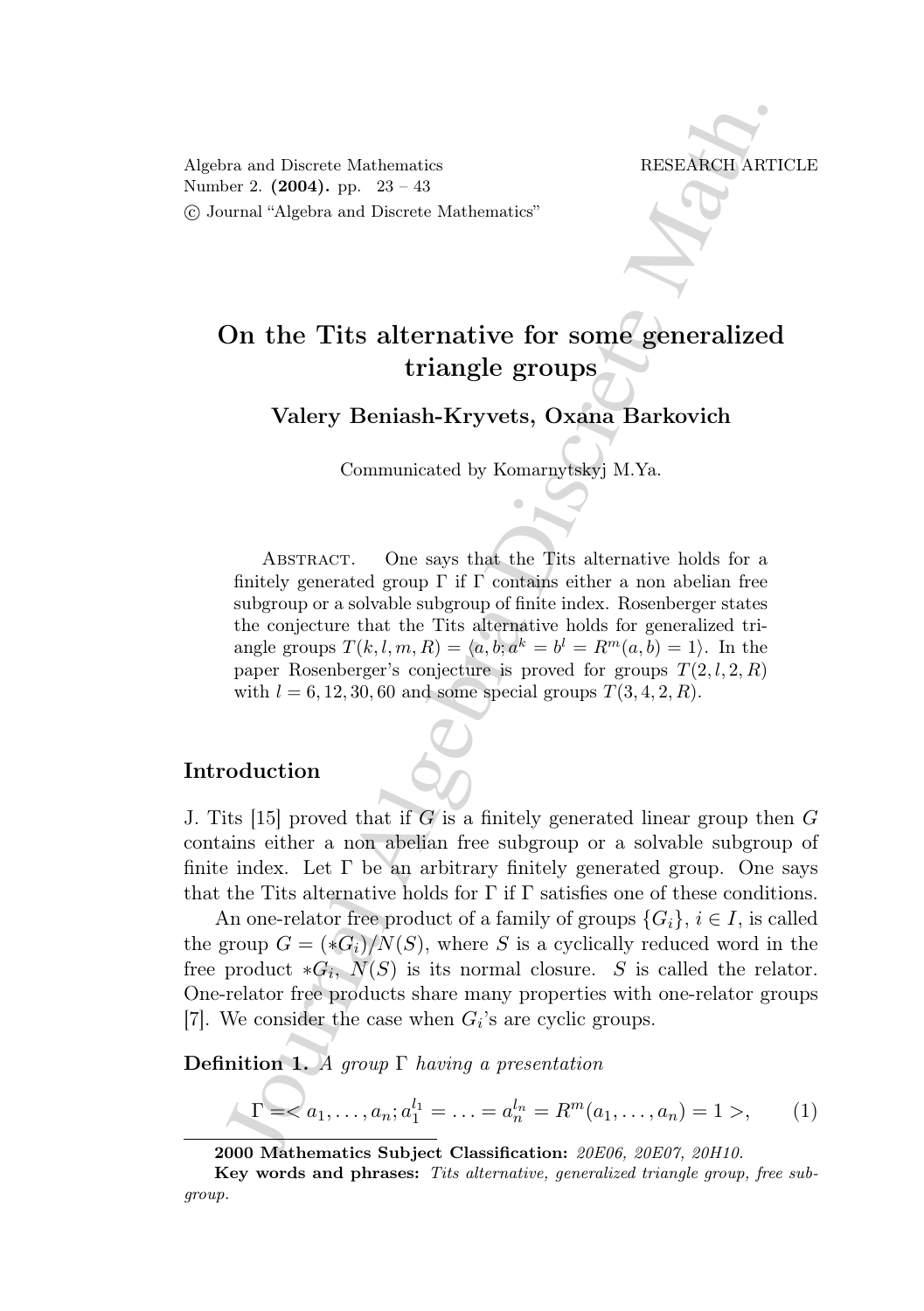# On the Tits alternative for some generalized triangle groups

**Valery Beniash-Kryvets, Oxana Barkovich**

Communicated by Komarnytskyj M.Ya.

Abstract. One says that the Tits alternative holds for a finitely generated group $\Gamma$ if $\Gamma$ contains either a non abelian free subgroup or a solvable subgroup of finite index. Rosenberger states the conjecture that the Tits alternative holds for generalized triangle groups $T(k, l, m, R) = \langle a, b; a^k = b^l = R^m(a, b) = 1\rangle$. In the paper Rosenberger's conjecture is proved for groups $T(2, l, 2, R)$ with $l = 6, 12, 30, 60$ and some special groups $T(3, 4, 2, R)$.

## Introduction

J. Tits [15] proved that if $G$ is a finitely generated linear group then $G$ contains either a non abelian free subgroup or a solvable subgroup of finite index. Let $\Gamma$ be an arbitrary finitely generated group. One says that the Tits alternative holds for $\Gamma$ if $\Gamma$ satisfies one of these conditions.

An one-relator free product of a family of groups $\{G_i\}$, $i \in I$, is called the group $G = (*G_i)/N(S)$, where $S$ is a cyclically reduced word in the free product $*G_i$, $N(S)$ is its normal closure. $S$ is called the relator. One-relator free products share many properties with one-relator groups [7]. We consider the case when $G_i$'s are cyclic groups.

**Definition 1.** *A group $\Gamma$ having a presentation*

$$\Gamma = < a_1, \ldots, a_n; a_1^{l_1} = \ldots = a_n^{l_n} = R^m(a_1, \ldots, a_n) = 1 >, \tag{1}$$

**2000 Mathematics Subject Classification:** *20E06, 20E07, 20H10.*

**Key words and phrases:** *Tits alternative, generalized triangle group, free subgroup.*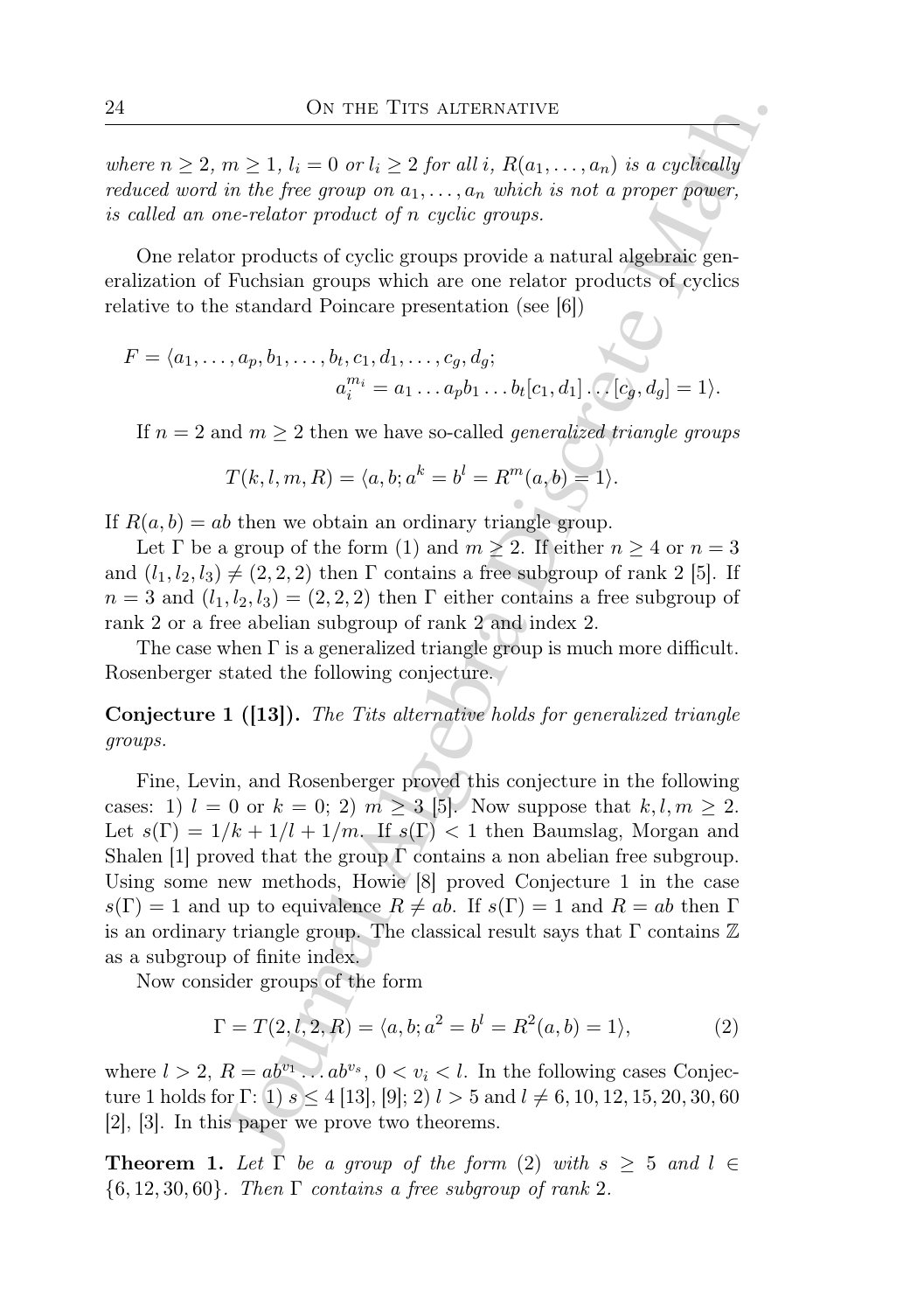*where $n \geq 2$, $m \geq 1$, $l_i = 0$ or $l_i \geq 2$ for all $i$, $R(a_1, \ldots, a_n)$ is a cyclically reduced word in the free group on $a_1, \ldots, a_n$ which is not a proper power, is called an one-relator product of $n$ cyclic groups.*

One relator products of cyclic groups provide a natural algebraic generalization of Fuchsian groups which are one relator products of cyclics relative to the standard Poincare presentation (see [6])

$$F = \langle a_1, \ldots, a_p, b_1, \ldots, b_t, c_1, d_1, \ldots, c_g, d_g;$$
$$a_i^{m_i} = a_1 \ldots a_p b_1 \ldots b_t [c_1, d_1] \ldots [c_g, d_g] = 1\rangle.$$

If $n = 2$ and $m \geq 2$ then we have so-called *generalized triangle groups*

$$T(k, l, m, R) = \langle a, b; a^k = b^l = R^m(a, b) = 1\rangle.$$

If $R(a, b) = ab$ then we obtain an ordinary triangle group.

Let $\Gamma$ be a group of the form (1) and $m \geq 2$. If either $n \geq 4$ or $n = 3$ and $(l_1, l_2, l_3) \neq (2, 2, 2)$ then $\Gamma$ contains a free subgroup of rank 2 [5]. If $n = 3$ and $(l_1, l_2, l_3) = (2, 2, 2)$ then $\Gamma$ either contains a free subgroup of rank 2 or a free abelian subgroup of rank 2 and index 2.

The case when $\Gamma$ is a generalized triangle group is much more difficult. Rosenberger stated the following conjecture.

**Conjecture 1 ([13]).** *The Tits alternative holds for generalized triangle groups.*

Fine, Levin, and Rosenberger proved this conjecture in the following cases: 1) $l = 0$ or $k = 0$; 2) $m \geq 3$ [5]. Now suppose that $k, l, m \geq 2$. Let $s(\Gamma) = 1/k + 1/l + 1/m$. If $s(\Gamma) < 1$ then Baumslag, Morgan and Shalen [1] proved that the group $\Gamma$ contains a non abelian free subgroup. Using some new methods, Howie [8] proved Conjecture 1 in the case $s(\Gamma) = 1$ and up to equivalence $R \neq ab$. If $s(\Gamma) = 1$ and $R = ab$ then $\Gamma$ is an ordinary triangle group. The classical result says that $\Gamma$ contains $\mathbb{Z}$ as a subgroup of finite index.

Now consider groups of the form

$$\Gamma = T(2, l, 2, R) = \langle a, b; a^2 = b^l = R^2(a, b) = 1\rangle, \tag{2}$$

where $l > 2$, $R = ab^{v_1} \ldots ab^{v_s}$, $0 < v_i < l$. In the following cases Conjecture 1 holds for $\Gamma$: 1) $s \leq 4$ [13], [9]; 2) $l > 5$ and $l \neq 6, 10, 12, 15, 20, 30, 60$ [2], [3]. In this paper we prove two theorems.

**Theorem 1.** *Let $\Gamma$ be a group of the form (2) with $s \geq 5$ and $l \in \{6, 12, 30, 60\}$. Then $\Gamma$ contains a free subgroup of rank 2.*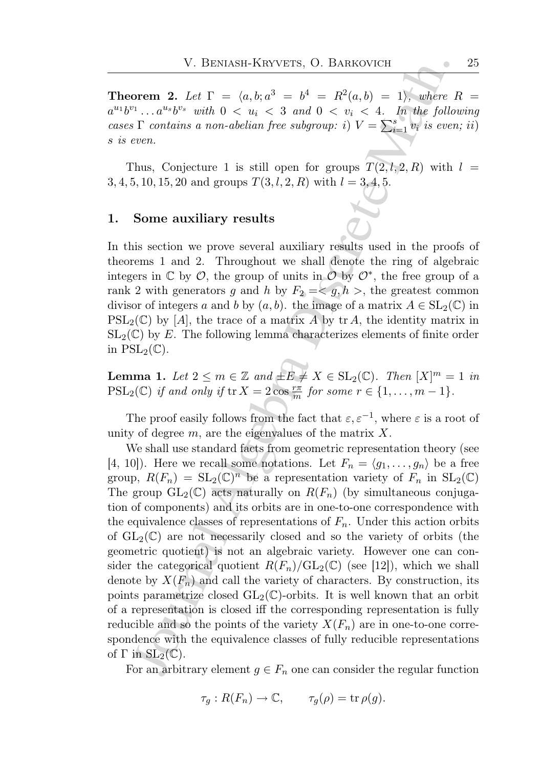**Theorem 2.** *Let $\Gamma = \langle a, b; a^3 = b^4 = R^2(a,b) = 1\rangle$, where $R = a^{u_1}b^{v_1}\dots a^{u_s}b^{v_s}$ with $0 < u_i < 3$ and $0 < v_i < 4$. In the following cases $\Gamma$ contains a non-abelian free subgroup: i) $V = \sum_{i=1}^{s} v_i$ is even; ii) $s$ is even.*

Thus, Conjecture 1 is still open for groups $T(2, l, 2, R)$ with $l = 3, 4, 5, 10, 15, 20$ and groups $T(3, l, 2, R)$ with $l = 3, 4, 5$.

## 1. Some auxiliary results

In this section we prove several auxiliary results used in the proofs of theorems 1 and 2. Throughout we shall denote the ring of algebraic integers in $\mathbb{C}$ by $\mathcal{O}$, the group of units in $\mathcal{O}$ by $\mathcal{O}^*$, the free group of a rank 2 with generators $g$ and $h$ by $F_2 =< g, h >$, the greatest common divisor of integers $a$ and $b$ by $(a, b)$. the image of a matrix $A \in \mathrm{SL}_2(\mathbb{C})$ in $\mathrm{PSL}_2(\mathbb{C})$ by $[A]$, the trace of a matrix $A$ by $\operatorname{tr} A$, the identity matrix in $\mathrm{SL}_2(\mathbb{C})$ by $E$. The following lemma characterizes elements of finite order in $\mathrm{PSL}_2(\mathbb{C})$.

**Lemma 1.** *Let $2 \leq m \in \mathbb{Z}$ and $\pm E \neq X \in \mathrm{SL}_2(\mathbb{C})$. Then $[X]^m = 1$ in $\mathrm{PSL}_2(\mathbb{C})$ if and only if $\operatorname{tr} X = 2\cos\frac{r\pi}{m}$ for some $r \in \{1, \dots, m-1\}$.*

The proof easily follows from the fact that $\varepsilon, \varepsilon^{-1}$, where $\varepsilon$ is a root of unity of degree $m$, are the eigenvalues of the matrix $X$.

We shall use standard facts from geometric representation theory (see [4, 10]). Here we recall some notations. Let $F_n = \langle g_1, \dots, g_n\rangle$ be a free group, $R(F_n) = \mathrm{SL}_2(\mathbb{C})^n$ be a representation variety of $F_n$ in $\mathrm{SL}_2(\mathbb{C})$ The group $\mathrm{GL}_2(\mathbb{C})$ acts naturally on $R(F_n)$ (by simultaneous conjugation of components) and its orbits are in one-to-one correspondence with the equivalence classes of representations of $F_n$. Under this action orbits of $\mathrm{GL}_2(\mathbb{C})$ are not necessarily closed and so the variety of orbits (the geometric quotient) is not an algebraic variety. However one can consider the categorical quotient $R(F_n)/\mathrm{GL}_2(\mathbb{C})$ (see [12]), which we shall denote by $X(F_n)$ and call the variety of characters. By construction, its points parametrize closed $\mathrm{GL}_2(\mathbb{C})$-orbits. It is well known that an orbit of a representation is closed iff the corresponding representation is fully reducible and so the points of the variety $X(F_n)$ are in one-to-one correspondence with the equivalence classes of fully reducible representations of $\Gamma$ in $\mathrm{SL}_2(\mathbb{C})$.

For an arbitrary element $g \in F_n$ one can consider the regular function

$$\tau_g : R(F_n) \to \mathbb{C}, \qquad \tau_g(\rho) = \operatorname{tr}\rho(g).$$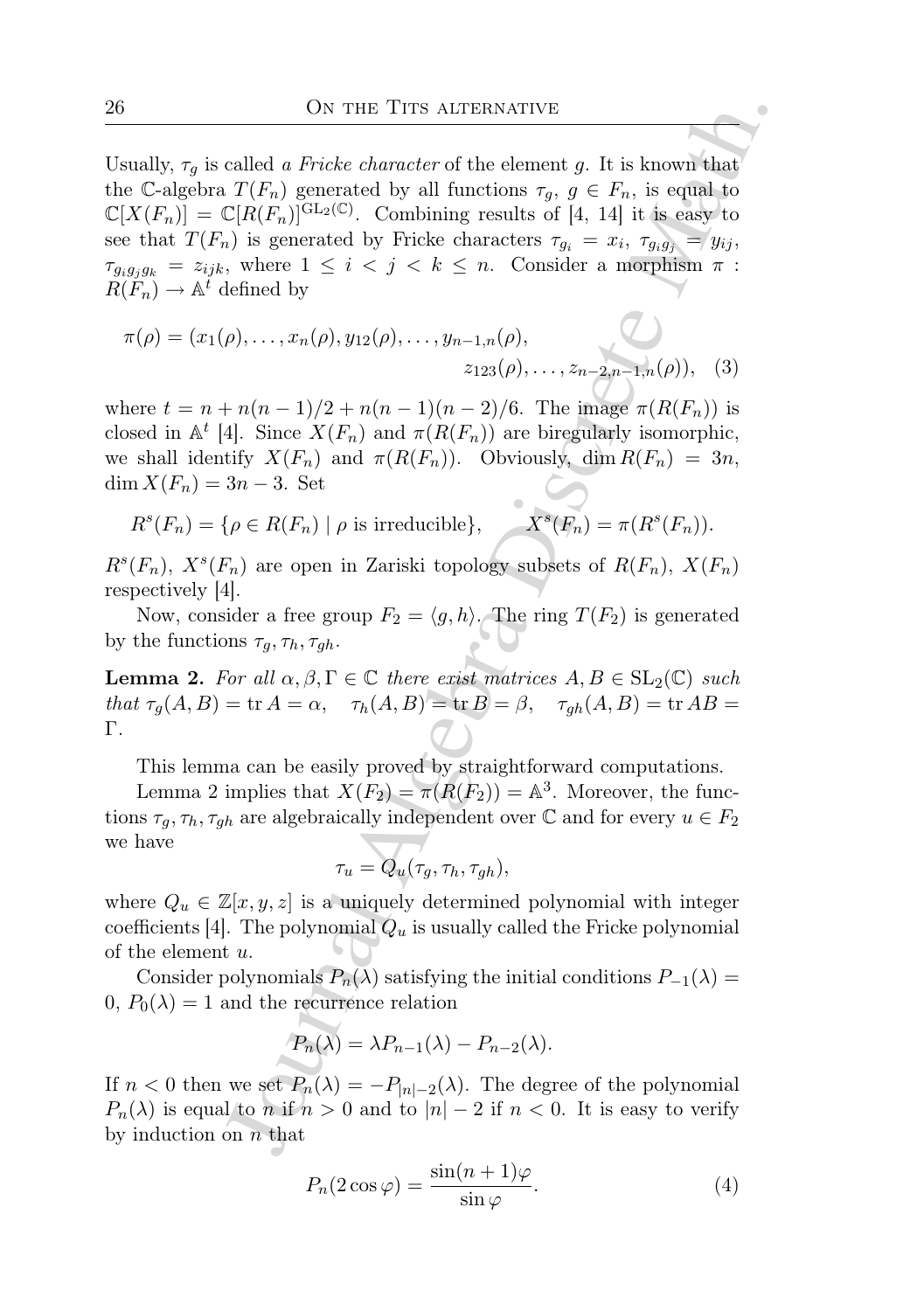Usually, $\tau_g$ is called *a Fricke character* of the element $g$. It is known that the $\mathbb{C}$-algebra $T(F_n)$ generated by all functions $\tau_g$, $g \in F_n$, is equal to $\mathbb{C}[X(F_n)] = \mathbb{C}[R(F_n)]^{\mathrm{GL}_2(\mathbb{C})}$. Combining results of [4, 14] it is easy to see that $T(F_n)$ is generated by Fricke characters $\tau_{g_i} = x_i$, $\tau_{g_i g_j} = y_{ij}$, $\tau_{g_i g_j g_k} = z_{ijk}$, where $1 \leq i < j < k \leq n$. Consider a morphism $\pi : R(F_n) \to \mathbb{A}^t$ defined by

$$\pi(\rho) = (x_1(\rho), \ldots, x_n(\rho), y_{12}(\rho), \ldots, y_{n-1,n}(\rho), z_{123}(\rho), \ldots, z_{n-2,n-1,n}(\rho)), \quad (3)$$

where $t = n + n(n-1)/2 + n(n-1)(n-2)/6$. The image $\pi(R(F_n))$ is closed in $\mathbb{A}^t$ [4]. Since $X(F_n)$ and $\pi(R(F_n))$ are biregularly isomorphic, we shall identify $X(F_n)$ and $\pi(R(F_n))$. Obviously, $\dim R(F_n) = 3n$, $\dim X(F_n) = 3n - 3$. Set

$$R^s(F_n) = \{\rho \in R(F_n) \mid \rho \text{ is irreducible}\}, \qquad X^s(F_n) = \pi(R^s(F_n)).$$

$R^s(F_n)$, $X^s(F_n)$ are open in Zariski topology subsets of $R(F_n)$, $X(F_n)$ respectively [4].

Now, consider a free group $F_2 = \langle g, h \rangle$. The ring $T(F_2)$ is generated by the functions $\tau_g, \tau_h, \tau_{gh}$.

**Lemma 2.** *For all $\alpha, \beta, \Gamma \in \mathbb{C}$ there exist matrices $A, B \in \mathrm{SL}_2(\mathbb{C})$ such that $\tau_g(A, B) = \operatorname{tr} A = \alpha$, $\quad \tau_h(A, B) = \operatorname{tr} B = \beta$, $\quad \tau_{gh}(A, B) = \operatorname{tr} AB = \Gamma$.*

This lemma can be easily proved by straightforward computations.

Lemma 2 implies that $X(F_2) = \pi(R(F_2)) = \mathbb{A}^3$. Moreover, the functions $\tau_g, \tau_h, \tau_{gh}$ are algebraically independent over $\mathbb{C}$ and for every $u \in F_2$ we have

$$\tau_u = Q_u(\tau_g, \tau_h, \tau_{gh}),$$

where $Q_u \in \mathbb{Z}[x, y, z]$ is a uniquely determined polynomial with integer coefficients [4]. The polynomial $Q_u$ is usually called the Fricke polynomial of the element $u$.

Consider polynomials $P_n(\lambda)$ satisfying the initial conditions $P_{-1}(\lambda) = 0$, $P_0(\lambda) = 1$ and the recurrence relation

$$P_n(\lambda) = \lambda P_{n-1}(\lambda) - P_{n-2}(\lambda).$$

If $n < 0$ then we set $P_n(\lambda) = -P_{|n|-2}(\lambda)$. The degree of the polynomial $P_n(\lambda)$ is equal to $n$ if $n > 0$ and to $|n| - 2$ if $n < 0$. It is easy to verify by induction on $n$ that

$$P_n(2\cos\varphi) = \frac{\sin(n+1)\varphi}{\sin\varphi}. \quad (4)$$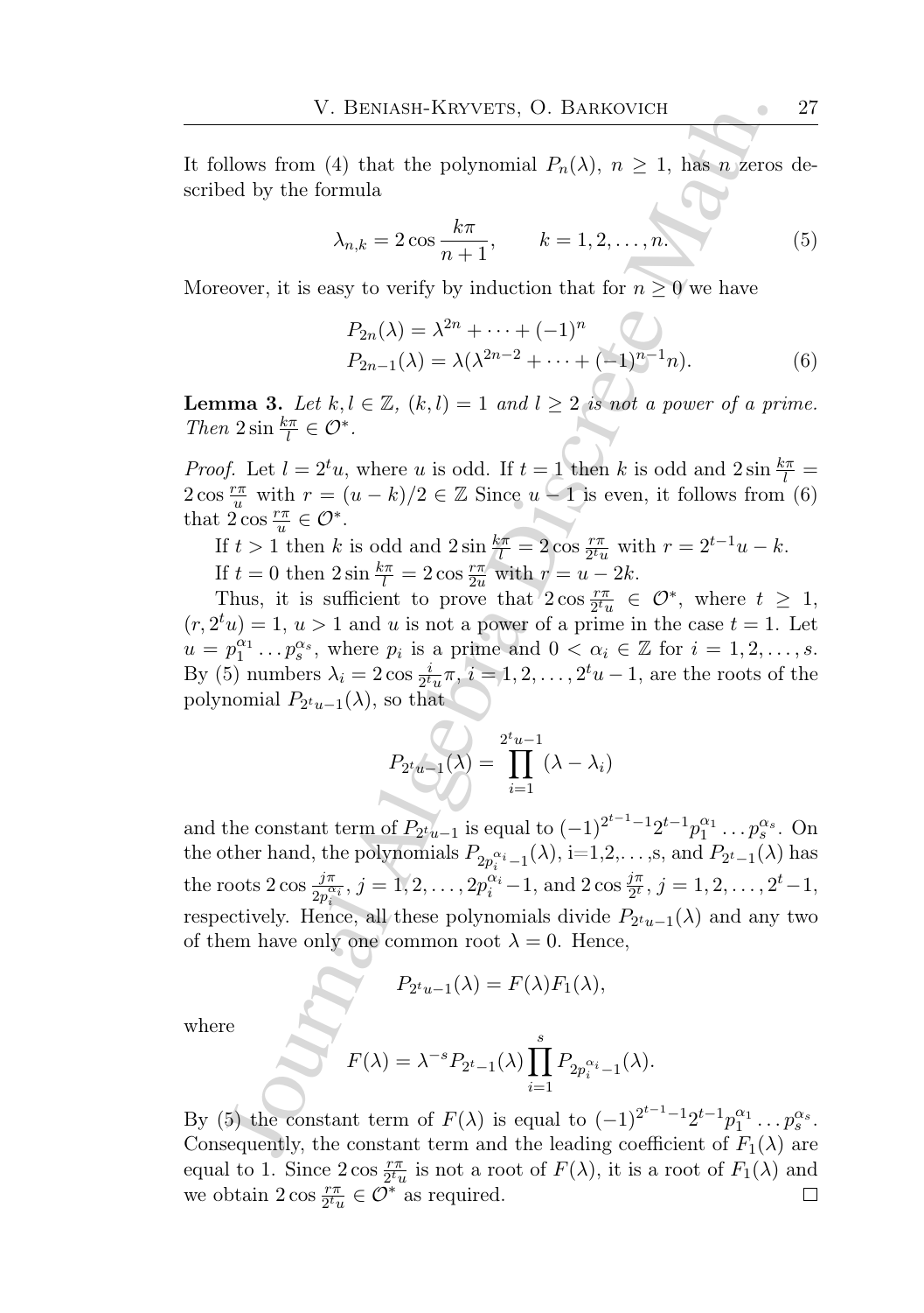It follows from (4) that the polynomial $P_n(\lambda)$, $n \geq 1$, has $n$ zeros described by the formula

$$\lambda_{n,k} = 2\cos\frac{k\pi}{n+1}, \qquad k = 1, 2, \ldots, n. \tag{5}$$

Moreover, it is easy to verify by induction that for $n \geq 0$ we have

$$\begin{aligned} P_{2n}(\lambda) &= \lambda^{2n} + \cdots + (-1)^n \\ P_{2n-1}(\lambda) &= \lambda(\lambda^{2n-2} + \cdots + (-1)^{n-1}n). \end{aligned} \tag{6}$$

**Lemma 3.** *Let $k, l \in \mathbb{Z}$, $(k,l) = 1$ and $l \geq 2$ is not a power of a prime. Then $2\sin\frac{k\pi}{l} \in \mathcal{O}^*$.*

*Proof.* Let $l = 2^t u$, where $u$ is odd. If $t = 1$ then $k$ is odd and $2\sin\frac{k\pi}{l} = 2\cos\frac{r\pi}{u}$ with $r = (u-k)/2 \in \mathbb{Z}$ Since $u-1$ is even, it follows from (6) that $2\cos\frac{r\pi}{u} \in \mathcal{O}^*$.

If $t > 1$ then $k$ is odd and $2\sin\frac{k\pi}{l} = 2\cos\frac{r\pi}{2^t u}$ with $r = 2^{t-1}u - k$.

If $t = 0$ then $2\sin\frac{k\pi}{l} = 2\cos\frac{r\pi}{2u}$ with $r = u - 2k$.

Thus, it is sufficient to prove that $2\cos\frac{r\pi}{2^t u} \in \mathcal{O}^*$, where $t \geq 1$, $(r, 2^t u) = 1$, $u > 1$ and $u$ is not a power of a prime in the case $t = 1$. Let $u = p_1^{\alpha_1} \ldots p_s^{\alpha_s}$, where $p_i$ is a prime and $0 < \alpha_i \in \mathbb{Z}$ for $i = 1, 2, \ldots, s$. By (5) numbers $\lambda_i = 2\cos\frac{i}{2^t u}\pi$, $i = 1, 2, \ldots, 2^t u - 1$, are the roots of the polynomial $P_{2^t u - 1}(\lambda)$, so that

$$P_{2^t u-1}(\lambda) = \prod_{i=1}^{2^t u - 1} (\lambda - \lambda_i)$$

and the constant term of $P_{2^t u-1}$ is equal to $(-1)^{2^{t-1}-1} 2^{t-1} p_1^{\alpha_1} \ldots p_s^{\alpha_s}$. On the other hand, the polynomials $P_{2p_i^{\alpha_i}-1}(\lambda)$, i=1,2,...,s, and $P_{2^t-1}(\lambda)$ has the roots $2\cos\frac{j\pi}{2p_i^{\alpha_i}}$, $j = 1, 2, \ldots, 2p_i^{\alpha_i} - 1$, and $2\cos\frac{j\pi}{2^t}$, $j = 1, 2, \ldots, 2^t - 1$, respectively. Hence, all these polynomials divide $P_{2^t u-1}(\lambda)$ and any two of them have only one common root $\lambda = 0$. Hence,

$$P_{2^t u-1}(\lambda) = F(\lambda) F_1(\lambda),$$

where

$$F(\lambda) = \lambda^{-s} P_{2^t - 1}(\lambda) \prod_{i=1}^{s} P_{2p_i^{\alpha_i}-1}(\lambda).$$

By (5) the constant term of $F(\lambda)$ is equal to $(-1)^{2^{t-1}-1} 2^{t-1} p_1^{\alpha_1} \ldots p_s^{\alpha_s}$. Consequently, the constant term and the leading coefficient of $F_1(\lambda)$ are equal to 1. Since $2\cos\frac{r\pi}{2^t u}$ is not a root of $F(\lambda)$, it is a root of $F_1(\lambda)$ and we obtain $2\cos\frac{r\pi}{2^t u} \in \mathcal{O}^*$ as required. $\square$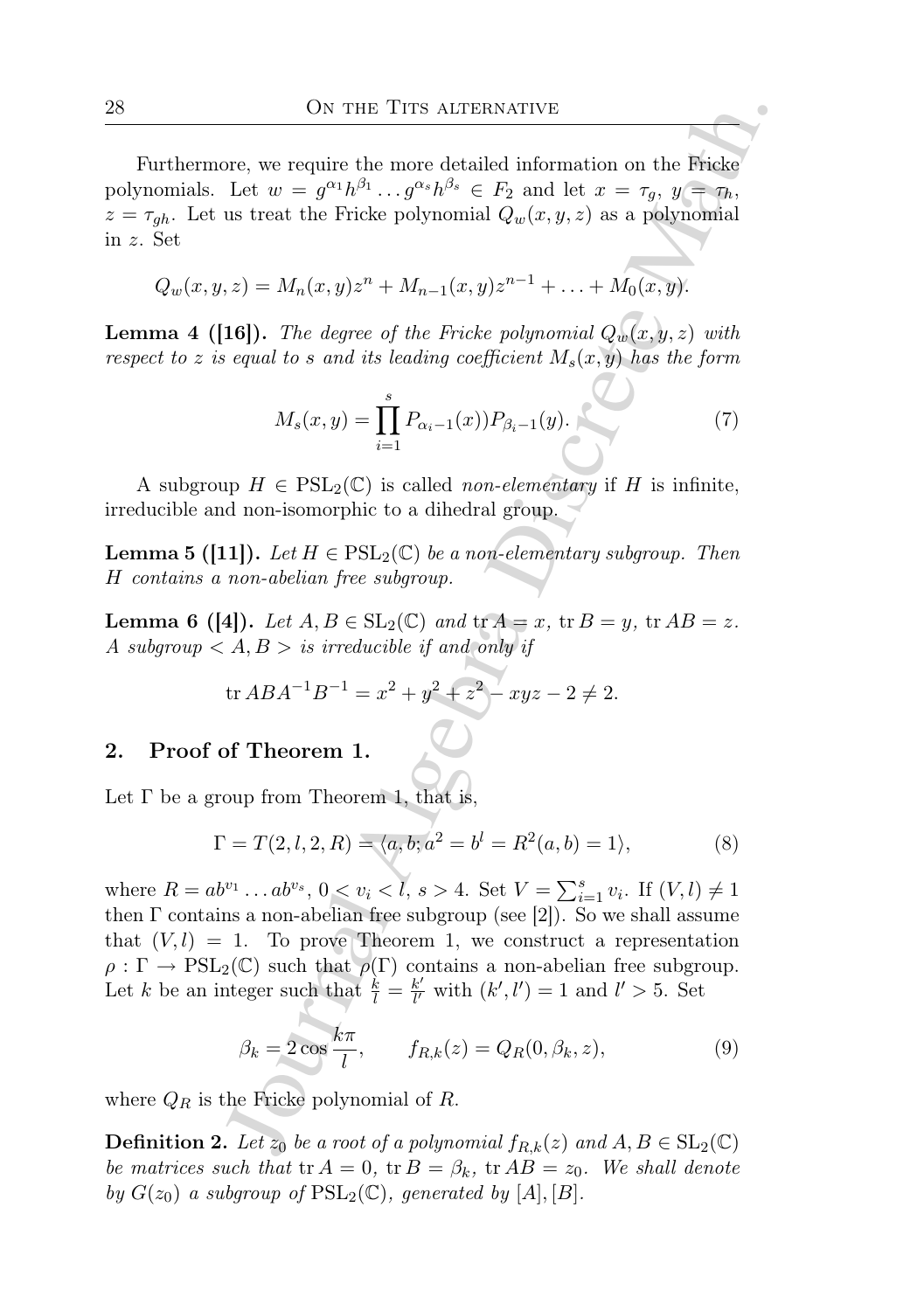Furthermore, we require the more detailed information on the Fricke polynomials. Let $w = g^{\alpha_1}h^{\beta_1}\dots g^{\alpha_s}h^{\beta_s} \in F_2$ and let $x = \tau_g$, $y = \tau_h$, $z = \tau_{gh}$. Let us treat the Fricke polynomial $Q_w(x, y, z)$ as a polynomial in $z$. Set

$$Q_w(x, y, z) = M_n(x, y)z^n + M_{n-1}(x, y)z^{n-1} + \dots + M_0(x, y).$$

**Lemma 4 ([16]).** *The degree of the Fricke polynomial $Q_w(x, y, z)$ with respect to $z$ is equal to $s$ and its leading coefficient $M_s(x, y)$ has the form*

$$M_s(x, y) = \prod_{i=1}^{s} P_{\alpha_i - 1}(x))P_{\beta_i - 1}(y). \tag{7}$$

A subgroup $H \in \mathrm{PSL}_2(\mathbb{C})$ is called *non-elementary* if $H$ is infinite, irreducible and non-isomorphic to a dihedral group.

**Lemma 5 ([11]).** *Let $H \in \mathrm{PSL}_2(\mathbb{C})$ be a non-elementary subgroup. Then $H$ contains a non-abelian free subgroup.*

**Lemma 6 ([4]).** *Let $A, B \in \mathrm{SL}_2(\mathbb{C})$ and $\operatorname{tr} A = x$, $\operatorname{tr} B = y$, $\operatorname{tr} AB = z$. A subgroup $< A, B >$ is irreducible if and only if*

$$\operatorname{tr} ABA^{-1}B^{-1} = x^2 + y^2 + z^2 - xyz - 2 \neq 2.$$

## 2. Proof of Theorem 1.

Let $\Gamma$ be a group from Theorem 1, that is,

$$\Gamma = T(2, l, 2, R) = \langle a, b; a^2 = b^l = R^2(a, b) = 1\rangle, \tag{8}$$

where $R = ab^{v_1}\dots ab^{v_s}$, $0 < v_i < l$, $s > 4$. Set $V = \sum_{i=1}^{s} v_i$. If $(V, l) \neq 1$ then $\Gamma$ contains a non-abelian free subgroup (see [2]). So we shall assume that $(V, l) = 1$. To prove Theorem 1, we construct a representation $\rho : \Gamma \to \mathrm{PSL}_2(\mathbb{C})$ such that $\rho(\Gamma)$ contains a non-abelian free subgroup. Let $k$ be an integer such that $\frac{k}{l} = \frac{k'}{l'}$ with $(k', l') = 1$ and $l' > 5$. Set

$$\beta_k = 2\cos\frac{k\pi}{l}, \qquad f_{R,k}(z) = Q_R(0, \beta_k, z), \tag{9}$$

where $Q_R$ is the Fricke polynomial of $R$.

**Definition 2.** *Let $z_0$ be a root of a polynomial $f_{R,k}(z)$ and $A, B \in \mathrm{SL}_2(\mathbb{C})$ be matrices such that $\operatorname{tr} A = 0$, $\operatorname{tr} B = \beta_k$, $\operatorname{tr} AB = z_0$. We shall denote by $G(z_0)$ a subgroup of $\mathrm{PSL}_2(\mathbb{C})$, generated by $[A], [B]$.*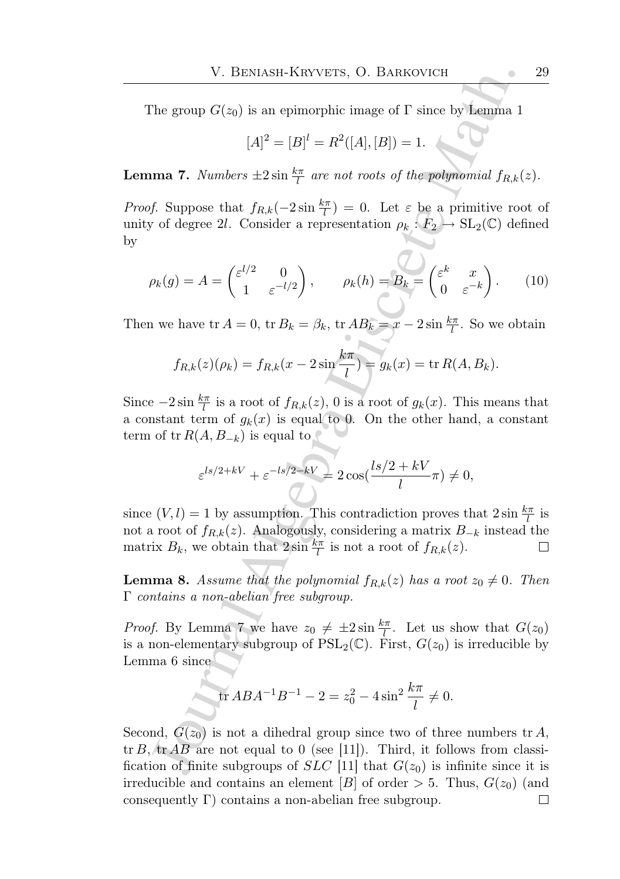The group $G(z_0)$ is an epimorphic image of $\Gamma$ since by Lemma 1

$$[A]^2 = [B]^l = R^2([A],[B]) = 1.$$

**Lemma 7.** *Numbers $\pm 2\sin\frac{k\pi}{l}$ are not roots of the polynomial $f_{R,k}(z)$.*

*Proof.* Suppose that $f_{R,k}(-2\sin\frac{k\pi}{l}) = 0$. Let $\varepsilon$ be a primitive root of unity of degree $2l$. Consider a representation $\rho_k : F_2 \to \mathrm{SL}_2(\mathbb{C})$ defined by

$$\rho_k(g) = A = \begin{pmatrix} \varepsilon^{l/2} & 0 \\ 1 & \varepsilon^{-l/2} \end{pmatrix}, \qquad \rho_k(h) = B_k = \begin{pmatrix} \varepsilon^{k} & x \\ 0 & \varepsilon^{-k} \end{pmatrix}. \tag{10}$$

Then we have $\operatorname{tr} A = 0$, $\operatorname{tr} B_k = \beta_k$, $\operatorname{tr} AB_k = x - 2\sin\frac{k\pi}{l}$. So we obtain

$$f_{R,k}(z)(\rho_k) = f_{R,k}(x - 2\sin\frac{k\pi}{l}) = g_k(x) = \operatorname{tr} R(A, B_k).$$

Since $-2\sin\frac{k\pi}{l}$ is a root of $f_{R,k}(z)$, 0 is a root of $g_k(x)$. This means that a constant term of $g_k(x)$ is equal to 0. On the other hand, a constant term of $\operatorname{tr} R(A, B_{-k})$ is equal to

$$\varepsilon^{ls/2+kV} + \varepsilon^{-ls/2-kV} = 2\cos(\frac{ls/2+kV}{l}\pi) \neq 0,$$

since $(V, l) = 1$ by assumption. This contradiction proves that $2\sin\frac{k\pi}{l}$ is not a root of $f_{R,k}(z)$. Analogously, considering a matrix $B_{-k}$ instead the matrix $B_k$, we obtain that $2\sin\frac{k\pi}{l}$ is not a root of $f_{R,k}(z)$. □

**Lemma 8.** *Assume that the polynomial $f_{R,k}(z)$ has a root $z_0 \neq 0$. Then $\Gamma$ contains a non-abelian free subgroup.*

*Proof.* By Lemma 7 we have $z_0 \neq \pm 2\sin\frac{k\pi}{l}$. Let us show that $G(z_0)$ is a non-elementary subgroup of $\mathrm{PSL}_2(\mathbb{C})$. First, $G(z_0)$ is irreducible by Lemma 6 since

$$\operatorname{tr} ABA^{-1}B^{-1} - 2 = z_0^2 - 4\sin^2\frac{k\pi}{l} \neq 0.$$

Second, $G(z_0)$ is not a dihedral group since two of three numbers $\operatorname{tr} A$, $\operatorname{tr} B$, $\operatorname{tr} AB$ are not equal to 0 (see [11]). Third, it follows from classification of finite subgroups of $SLC$ [11] that $G(z_0)$ is infinite since it is irreducible and contains an element $[B]$ of order $> 5$. Thus, $G(z_0)$ (and consequently $\Gamma$) contains a non-abelian free subgroup. □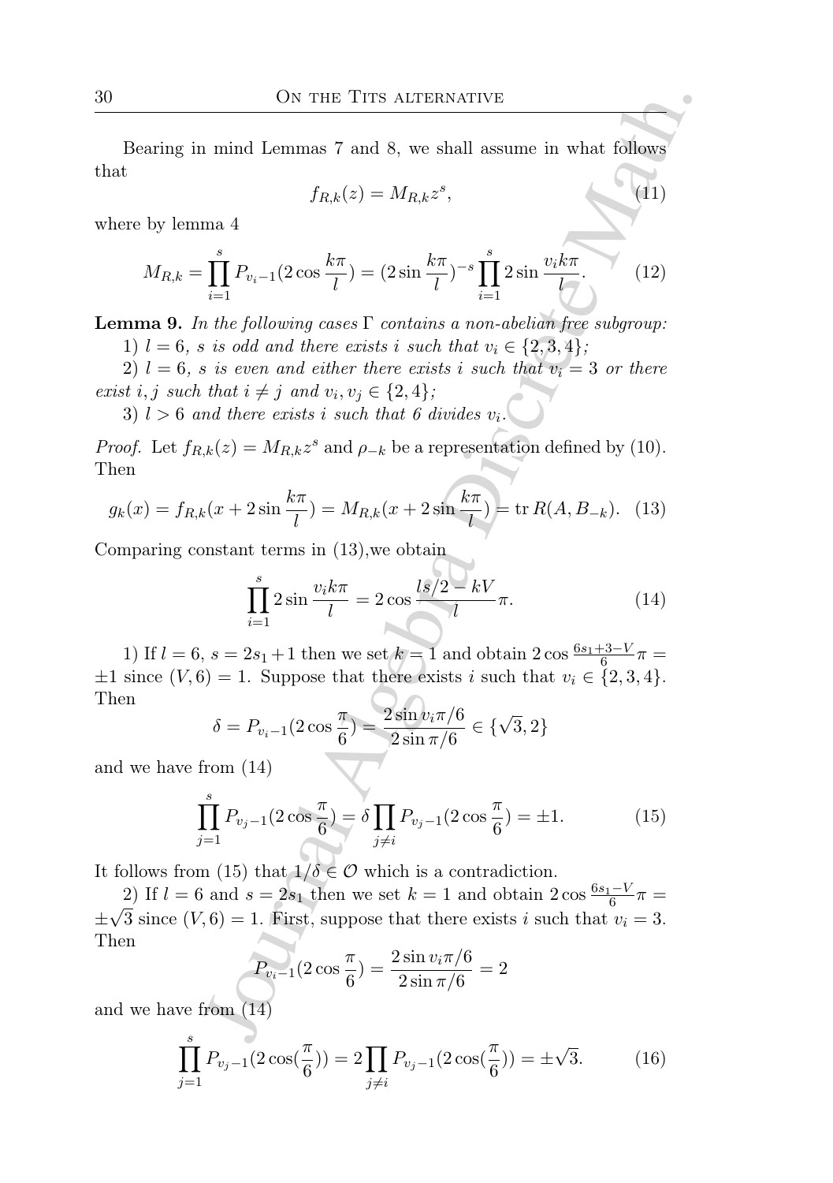Bearing in mind Lemmas 7 and 8, we shall assume in what follows that

$$f_{R,k}(z) = M_{R,k}z^s, \tag{11}$$

where by lemma 4

$$M_{R,k} = \prod_{i=1}^{s} P_{v_i-1}(2\cos\frac{k\pi}{l}) = (2\sin\frac{k\pi}{l})^{-s}\prod_{i=1}^{s} 2\sin\frac{v_i k\pi}{l}. \tag{12}$$

**Lemma 9.** *In the following cases $\Gamma$ contains a non-abelian free subgroup:*

1) *$l = 6$, $s$ is odd and there exists $i$ such that $v_i \in \{2, 3, 4\}$;*

2) *$l = 6$, $s$ is even and either there exists $i$ such that $v_i = 3$ or there exist $i, j$ such that $i \neq j$ and $v_i, v_j \in \{2, 4\}$;*

3) *$l > 6$ and there exists $i$ such that 6 divides $v_i$.*

*Proof.* Let $f_{R,k}(z) = M_{R,k}z^s$ and $\rho_{-k}$ be a representation defined by (10). Then

$$g_k(x) = f_{R,k}(x + 2\sin\frac{k\pi}{l}) = M_{R,k}(x + 2\sin\frac{k\pi}{l}) = \operatorname{tr} R(A, B_{-k}). \tag{13}$$

Comparing constant terms in (13),we obtain

$$\prod_{i=1}^{s} 2\sin\frac{v_i k\pi}{l} = 2\cos\frac{ls/2 - kV}{l}\pi. \tag{14}$$

1) If $l = 6$, $s = 2s_1 + 1$ then we set $k = 1$ and obtain $2\cos\frac{6s_1+3-V}{6}\pi = \pm 1$ since $(V, 6) = 1$. Suppose that there exists $i$ such that $v_i \in \{2, 3, 4\}$. Then

$$\delta = P_{v_i-1}(2\cos\frac{\pi}{6}) = \frac{2\sin v_i\pi/6}{2\sin\pi/6} \in \{\sqrt{3}, 2\}$$

and we have from (14)

$$\prod_{j=1}^{s} P_{v_j-1}(2\cos\frac{\pi}{6}) = \delta\prod_{j\neq i} P_{v_j-1}(2\cos\frac{\pi}{6}) = \pm 1. \tag{15}$$

It follows from (15) that $1/\delta \in \mathcal{O}$ which is a contradiction.

2) If $l = 6$ and $s = 2s_1$ then we set $k = 1$ and obtain $2\cos\frac{6s_1-V}{6}\pi = \pm\sqrt{3}$ since $(V, 6) = 1$. First, suppose that there exists $i$ such that $v_i = 3$. Then

$$P_{v_i-1}(2\cos\frac{\pi}{6}) = \frac{2\sin v_i\pi/6}{2\sin\pi/6} = 2$$

and we have from (14)

$$\prod_{j=1}^{s} P_{v_j-1}(2\cos(\frac{\pi}{6})) = 2\prod_{j\neq i} P_{v_j-1}(2\cos(\frac{\pi}{6})) = \pm\sqrt{3}. \tag{16}$$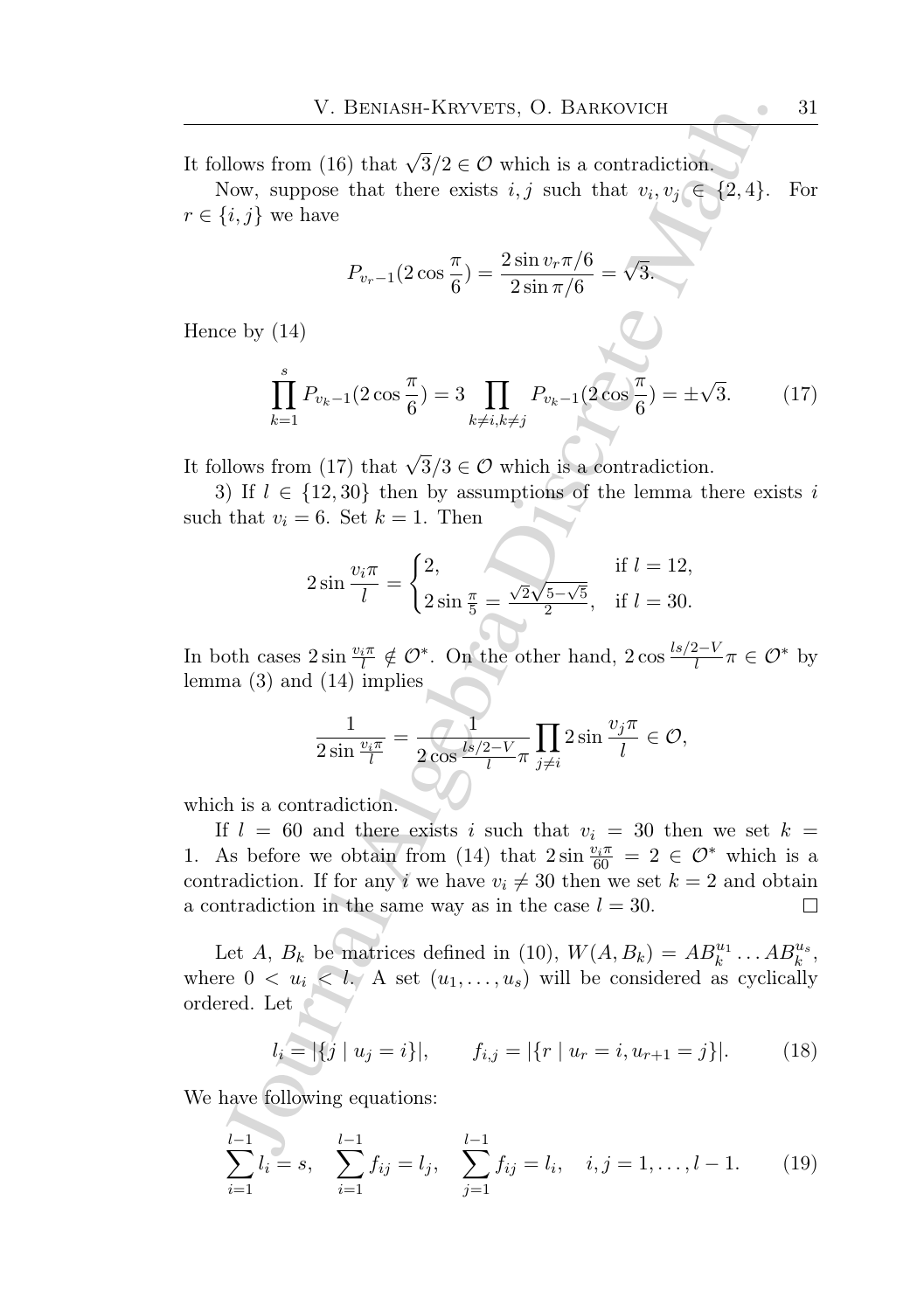It follows from (16) that $\sqrt{3}/2 \in \mathcal{O}$ which is a contradiction.

Now, suppose that there exists $i, j$ such that $v_i, v_j \in \{2, 4\}$. For $r \in \{i, j\}$ we have

$$P_{v_r-1}(2\cos\frac{\pi}{6}) = \frac{2\sin v_r\pi/6}{2\sin\pi/6} = \sqrt{3}.$$

Hence by (14)

$$\prod_{k=1}^{s} P_{v_k-1}(2\cos\frac{\pi}{6}) = 3\prod_{k\neq i,k\neq j} P_{v_k-1}(2\cos\frac{\pi}{6}) = \pm\sqrt{3}. \tag{17}$$

It follows from (17) that $\sqrt{3}/3 \in \mathcal{O}$ which is a contradiction.

3) If $l \in \{12, 30\}$ then by assumptions of the lemma there exists $i$ such that $v_i = 6$. Set $k = 1$. Then

$$2\sin\frac{v_i\pi}{l} = \begin{cases} 2, & \text{if } l = 12, \\ 2\sin\frac{\pi}{5} = \frac{\sqrt{2}\sqrt{5-\sqrt{5}}}{2}, & \text{if } l = 30. \end{cases}$$

In both cases $2\sin\frac{v_i\pi}{l} \notin \mathcal{O}^*$. On the other hand, $2\cos\frac{ls/2-V}{l}\pi \in \mathcal{O}^*$ by lemma (3) and (14) implies

$$\frac{1}{2\sin\frac{v_i\pi}{l}} = \frac{1}{2\cos\frac{ls/2-V}{l}\pi}\prod_{j\neq i} 2\sin\frac{v_j\pi}{l} \in \mathcal{O},$$

which is a contradiction.

If $l = 60$ and there exists $i$ such that $v_i = 30$ then we set $k = 1$. As before we obtain from (14) that $2\sin\frac{v_i\pi}{60} = 2 \in \mathcal{O}^*$ which is a contradiction. If for any $i$ we have $v_i \neq 30$ then we set $k = 2$ and obtain a contradiction in the same way as in the case $l = 30$. $\square$

Let $A$, $B_k$ be matrices defined in (10), $W(A, B_k) = AB_k^{u_1}\dots AB_k^{u_s}$, where $0 < u_i < l$. A set $(u_1, \dots, u_s)$ will be considered as cyclically ordered. Let

$$l_i = |\{j \mid u_j = i\}|, \qquad f_{i,j} = |\{r \mid u_r = i, u_{r+1} = j\}|. \tag{18}$$

We have following equations:

$$\sum_{i=1}^{l-1} l_i = s, \quad \sum_{i=1}^{l-1} f_{ij} = l_j, \quad \sum_{j=1}^{l-1} f_{ij} = l_i, \quad i, j = 1, \dots, l-1. \tag{19}$$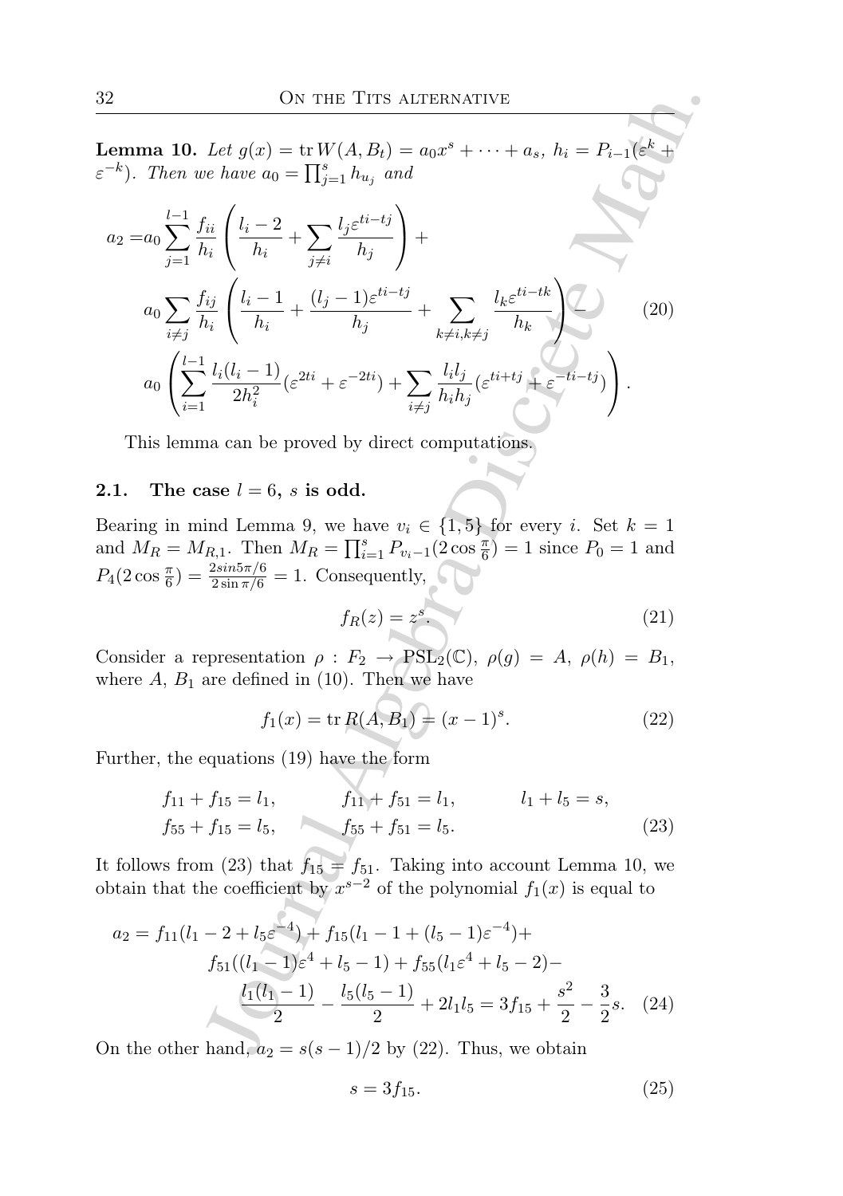**Lemma 10.** *Let $g(x) = \operatorname{tr} W(A, B_t) = a_0 x^s + \cdots + a_s$, $h_i = P_{i-1}(\varepsilon^k + \varepsilon^{-k})$. Then we have $a_0 = \prod_{j=1}^{s} h_{u_j}$ and*

$$
\begin{aligned}
a_2 =& a_0 \sum_{j=1}^{l-1} \frac{f_{ii}}{h_i} \left( \frac{l_i - 2}{h_i} + \sum_{j \neq i} \frac{l_j \varepsilon^{ti-tj}}{h_j} \right) + \\
& a_0 \sum_{i \neq j} \frac{f_{ij}}{h_i} \left( \frac{l_i - 1}{h_i} + \frac{(l_j - 1)\varepsilon^{ti-tj}}{h_j} + \sum_{k \neq i, k \neq j} \frac{l_k \varepsilon^{ti-tk}}{h_k} \right) - \\
& a_0 \left( \sum_{i=1}^{l-1} \frac{l_i(l_i - 1)}{2h_i^2} (\varepsilon^{2ti} + \varepsilon^{-2ti}) + \sum_{i \neq j} \frac{l_i l_j}{h_i h_j} (\varepsilon^{ti+tj} + \varepsilon^{-ti-tj}) \right).
\end{aligned}
\tag{20}
$$

This lemma can be proved by direct computations.

### 2.1. The case $l = 6$, $s$ is odd.

Bearing in mind Lemma 9, we have $v_i \in \{1, 5\}$ for every $i$. Set $k = 1$ and $M_R = M_{R,1}$. Then $M_R = \prod_{i=1}^{s} P_{v_i - 1}(2\cos\frac{\pi}{6}) = 1$ since $P_0 = 1$ and $P_4(2\cos\frac{\pi}{6}) = \frac{2 sin 5\pi/6}{2\sin\pi/6} = 1$. Consequently,

$$
f_R(z) = z^s. \tag{21}
$$

Consider a representation $\rho : F_2 \to \mathrm{PSL}_2(\mathbb{C})$, $\rho(g) = A$, $\rho(h) = B_1$, where $A$, $B_1$ are defined in (10). Then we have

$$
f_1(x) = \operatorname{tr} R(A, B_1) = (x - 1)^s. \tag{22}
$$

Further, the equations (19) have the form

$$
\begin{aligned}
&f_{11} + f_{15} = l_1, \qquad && f_{11} + f_{51} = l_1, \qquad && l_1 + l_5 = s, \\
&f_{55} + f_{15} = l_5, \qquad && f_{55} + f_{51} = l_5.
\end{aligned}
\tag{23}
$$

It follows from (23) that $f_{15} = f_{51}$. Taking into account Lemma 10, we obtain that the coefficient by $x^{s-2}$ of the polynomial $f_1(x)$ is equal to

$$
\begin{aligned}
a_2 = & f_{11}(l_1 - 2 + l_5\varepsilon^{-4}) + f_{15}(l_1 - 1 + (l_5 - 1)\varepsilon^{-4}) + \\
& f_{51}((l_1 - 1)\varepsilon^4 + l_5 - 1) + f_{55}(l_1\varepsilon^4 + l_5 - 2) - \\
& \frac{l_1(l_1 - 1)}{2} - \frac{l_5(l_5 - 1)}{2} + 2l_1 l_5 = 3f_{15} + \frac{s^2}{2} - \frac{3}{2}s.
\end{aligned}
\tag{24}
$$

On the other hand, $a_2 = s(s-1)/2$ by (22). Thus, we obtain

$$
s = 3f_{15}. \tag{25}
$$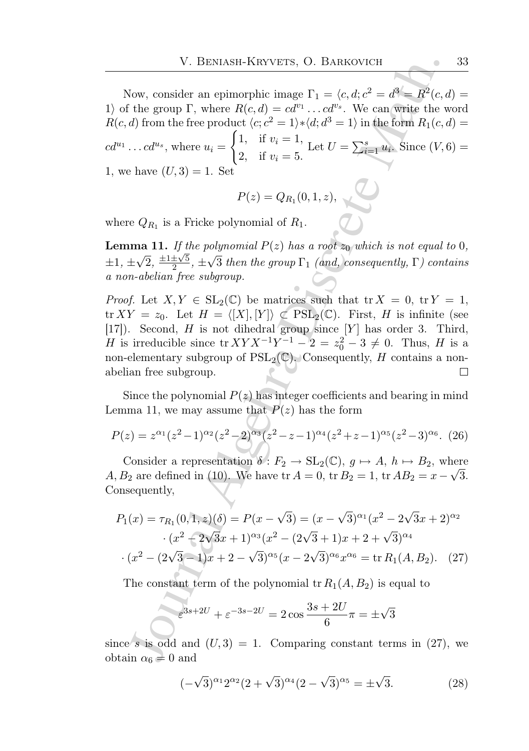Now, consider an epimorphic image $\Gamma_1 = \langle c, d; c^2 = d^3 = R^2(c,d) = 1\rangle$ of the group $\Gamma$, where $R(c,d) = cd^{v_1}\dots cd^{v_s}$. We can write the word $R(c,d)$ from the free product $\langle c; c^2=1\rangle * \langle d; d^3 = 1\rangle$ in the form $R_1(c,d) = cd^{u_1}\dots cd^{u_s}$, where $u_i = \begin{cases} 1, & \text{if } v_i = 1, \\ 2, & \text{if } v_i = 5. \end{cases}$ Let $U = \sum_{i=1}^{s} u_i$. Since $(V,6) = 1$, we have $(U,3) = 1$. Set

$$P(z) = Q_{R_1}(0,1,z),$$

where $Q_{R_1}$ is a Fricke polynomial of $R_1$.

**Lemma 11.** *If the polynomial $P(z)$ has a root $z_0$ which is not equal to $0$, $\pm 1$, $\pm\sqrt{2}$, $\frac{\pm1\pm\sqrt{5}}{2}$, $\pm\sqrt{3}$ then the group $\Gamma_1$ (and, consequently, $\Gamma$) contains a non-abelian free subgroup.*

*Proof.* Let $X, Y \in \mathrm{SL}_2(\mathbb{C})$ be matrices such that $\operatorname{tr} X = 0$, $\operatorname{tr} Y = 1$, $\operatorname{tr} XY = z_0$. Let $H = \langle [X], [Y]\rangle \subset \mathrm{PSL}_2(\mathbb{C})$. First, $H$ is infinite (see [17]). Second, $H$ is not dihedral group since $[Y]$ has order 3. Third, $H$ is irreducible since $\operatorname{tr} XYX^{-1}Y^{-1} - 2 = z_0^2 - 3 \neq 0$. Thus, $H$ is a non-elementary subgroup of $\mathrm{PSL}_2(\mathbb{C})$. Consequently, $H$ contains a non-abelian free subgroup. □

Since the polynomial $P(z)$ has integer coefficients and bearing in mind Lemma 11, we may assume that $P(z)$ has the form

$$P(z) = z^{\alpha_1}(z^2-1)^{\alpha_2}(z^2-2)^{\alpha_3}(z^2-z-1)^{\alpha_4}(z^2+z-1)^{\alpha_5}(z^2-3)^{\alpha_6}. \quad (26)$$

Consider a representation $\delta : F_2 \to \mathrm{SL}_2(\mathbb{C})$, $g \mapsto A$, $h \mapsto B_2$, where $A, B_2$ are defined in (10). We have $\operatorname{tr} A = 0$, $\operatorname{tr} B_2 = 1$, $\operatorname{tr} AB_2 = x - \sqrt{3}$. Consequently,

$$\begin{aligned} P_1(x) = \tau_{R_1}(0,1,z)(\delta) = P(x-\sqrt{3}) = (x-\sqrt{3})^{\alpha_1}(x^2-2\sqrt{3}x+2)^{\alpha_2} \\ \cdot (x^2-2\sqrt{3}x+1)^{\alpha_3}(x^2-(2\sqrt{3}+1)x+2+\sqrt{3})^{\alpha_4} \\ \cdot (x^2-(2\sqrt{3}-1)x+2-\sqrt{3})^{\alpha_5}(x-2\sqrt{3})^{\alpha_6}x^{\alpha_6} = \operatorname{tr} R_1(A,B_2). \quad (27) \end{aligned}$$

The constant term of the polynomial $\operatorname{tr} R_1(A,B_2)$ is equal to

$$\varepsilon^{3s+2U} + \varepsilon^{-3s-2U} = 2\cos\frac{3s+2U}{6}\pi = \pm\sqrt{3}$$

since $s$ is odd and $(U,3) = 1$. Comparing constant terms in (27), we obtain $\alpha_6 = 0$ and

$$(-\sqrt{3})^{\alpha_1}2^{\alpha_2}(2+\sqrt{3})^{\alpha_4}(2-\sqrt{3})^{\alpha_5} = \pm\sqrt{3}. \quad (28)$$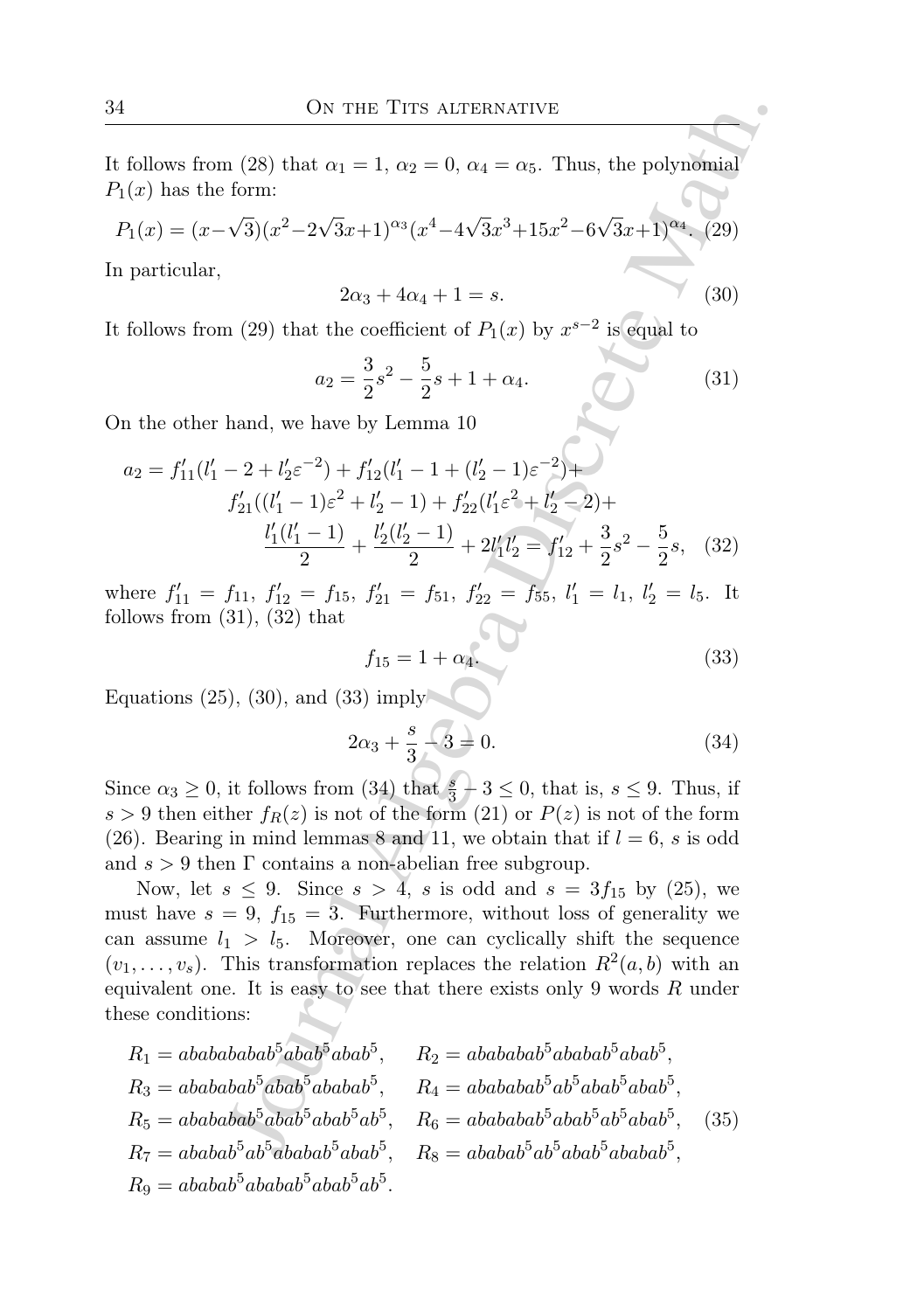It follows from (28) that $\alpha_1 = 1$, $\alpha_2 = 0$, $\alpha_4 = \alpha_5$. Thus, the polynomial $P_1(x)$ has the form:

$$P_1(x) = (x-\sqrt{3})(x^2-2\sqrt{3}x+1)^{\alpha_3}(x^4-4\sqrt{3}x^3+15x^2-6\sqrt{3}x+1)^{\alpha_4}. \quad (29)$$

In particular,

$$2\alpha_3 + 4\alpha_4 + 1 = s. \quad (30)$$

It follows from (29) that the coefficient of $P_1(x)$ by $x^{s-2}$ is equal to

$$a_2 = \frac{3}{2}s^2 - \frac{5}{2}s + 1 + \alpha_4. \quad (31)$$

On the other hand, we have by Lemma 10

$$\begin{aligned} a_2 = f'_{11}(l'_1 - 2 + l'_2\varepsilon^{-2}) + f'_{12}(l'_1 - 1 + (l'_2 - 1)\varepsilon^{-2}) + \\ f'_{21}((l'_1 - 1)\varepsilon^2 + l'_2 - 1) + f'_{22}(l'_1\varepsilon^2 + l'_2 - 2) + \\ \frac{l'_1(l'_1 - 1)}{2} + \frac{l'_2(l'_2 - 1)}{2} + 2l'_1 l'_2 = f'_{12} + \frac{3}{2}s^2 - \frac{5}{2}s, \end{aligned} \quad (32)$$

where $f'_{11} = f_{11}$, $f'_{12} = f_{15}$, $f'_{21} = f_{51}$, $f'_{22} = f_{55}$, $l'_1 = l_1$, $l'_2 = l_5$. It follows from (31), (32) that

$$f_{15} = 1 + \alpha_4. \quad (33)$$

Equations (25), (30), and (33) imply

$$2\alpha_3 + \frac{s}{3} - 3 = 0. \quad (34)$$

Since $\alpha_3 \geq 0$, it follows from (34) that $\frac{s}{3} - 3 \leq 0$, that is, $s \leq 9$. Thus, if $s > 9$ then either $f_R(z)$ is not of the form (21) or $P(z)$ is not of the form (26). Bearing in mind lemmas 8 and 11, we obtain that if $l = 6$, $s$ is odd and $s > 9$ then $\Gamma$ contains a non-abelian free subgroup.

Now, let $s \leq 9$. Since $s > 4$, $s$ is odd and $s = 3f_{15}$ by (25), we must have $s = 9$, $f_{15} = 3$. Furthermore, without loss of generality we can assume $l_1 > l_5$. Moreover, one can cyclically shift the sequence $(v_1, \ldots, v_s)$. This transformation replaces the relation $R^2(a, b)$ with an equivalent one. It is easy to see that there exists only 9 words $R$ under these conditions:

$$\begin{aligned} &R_1 = abababababab^5abab^5abab^5, && R_2 = ababababab^5ababab^5abab^5, \\ &R_3 = ababababab^5abab^5ababab^5, && R_4 = ababababab^5ab^5abab^5abab^5, \\ &R_5 = ababababab^5abab^5abab^5ab^5, && R_6 = ababababab^5abab^5ab^5abab^5, \\ &R_7 = ababab^5ab^5ababab^5abab^5, && R_8 = ababab^5ab^5abab^5ababab^5, \\ &R_9 = ababab^5ababab^5abab^5ab^5. \end{aligned} \quad (35)$$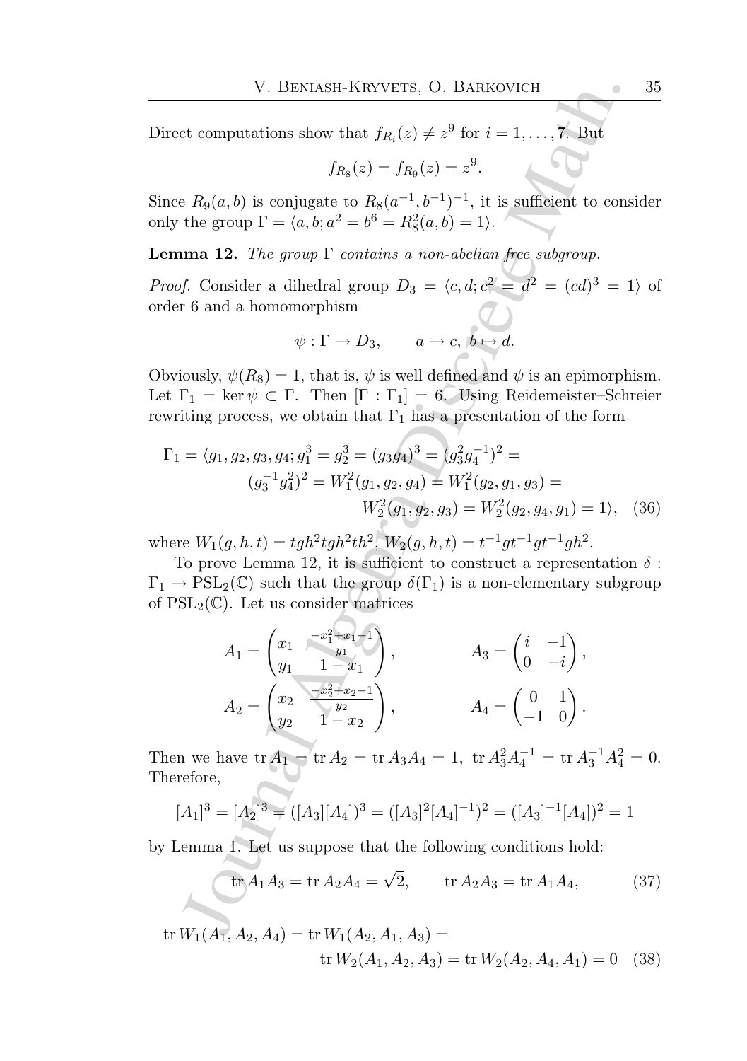Direct computations show that $f_{R_i}(z) \neq z^9$ for $i = 1, \ldots, 7$. But

$$f_{R_8}(z) = f_{R_9}(z) = z^9.$$

Since $R_9(a, b)$ is conjugate to $R_8(a^{-1}, b^{-1})^{-1}$, it is sufficient to consider only the group $\Gamma = \langle a, b; a^2 = b^6 = R_8^2(a, b) = 1 \rangle$.

**Lemma 12.** *The group $\Gamma$ contains a non-abelian free subgroup.*

*Proof.* Consider a dihedral group $D_3 = \langle c, d; c^2 = d^2 = (cd)^3 = 1 \rangle$ of order 6 and a homomorphism

$$\psi : \Gamma \to D_3, \qquad a \mapsto c, \ b \mapsto d.$$

Obviously, $\psi(R_8) = 1$, that is, $\psi$ is well defined and $\psi$ is an epimorphism. Let $\Gamma_1 = \ker \psi \subset \Gamma$. Then $[\Gamma : \Gamma_1] = 6$. Using Reidemeister–Schreier rewriting process, we obtain that $\Gamma_1$ has a presentation of the form

$$\begin{aligned} \Gamma_1 = \langle g_1, g_2, g_3, g_4; g_1^3 = g_2^3 = (g_3 g_4)^3 = (g_3^2 g_4^{-1})^2 = \\ (g_3^{-1} g_4^2)^2 = W_1^2(g_1, g_2, g_4) = W_1^2(g_2, g_1, g_3) = \\ W_2^2(g_1, g_2, g_3) = W_2^2(g_2, g_4, g_1) = 1 \rangle, \end{aligned} \tag{36}$$

where $W_1(g, h, t) = tgh^2tgh^2th^2$, $W_2(g, h, t) = t^{-1}gt^{-1}gt^{-1}gh^2$.

To prove Lemma 12, it is sufficient to construct a representation $\delta : \Gamma_1 \to \mathrm{PSL}_2(\mathbb{C})$ such that the group $\delta(\Gamma_1)$ is a non-elementary subgroup of $\mathrm{PSL}_2(\mathbb{C})$. Let us consider matrices

$$A_1 = \begin{pmatrix} x_1 & \frac{-x_1^2 + x_1 - 1}{y_1} \\ y_1 & 1 - x_1 \end{pmatrix}, \qquad A_3 = \begin{pmatrix} i & -1 \\ 0 & -i \end{pmatrix},$$

$$A_2 = \begin{pmatrix} x_2 & \frac{-x_2^2 + x_2 - 1}{y_2} \\ y_2 & 1 - x_2 \end{pmatrix}, \qquad A_4 = \begin{pmatrix} 0 & 1 \\ -1 & 0 \end{pmatrix}.$$

Then we have $\operatorname{tr} A_1 = \operatorname{tr} A_2 = \operatorname{tr} A_3 A_4 = 1$, $\operatorname{tr} A_3^2 A_4^{-1} = \operatorname{tr} A_3^{-1} A_4^2 = 0$. Therefore,

$$[A_1]^3 = [A_2]^3 = ([A_3][A_4])^3 = ([A_3]^2 [A_4]^{-1})^2 = ([A_3]^{-1} [A_4])^2 = 1$$

by Lemma 1. Let us suppose that the following conditions hold:

$$\operatorname{tr} A_1 A_3 = \operatorname{tr} A_2 A_4 = \sqrt{2}, \qquad \operatorname{tr} A_2 A_3 = \operatorname{tr} A_1 A_4, \tag{37}$$

$$\begin{aligned} \operatorname{tr} W_1(A_1, A_2, A_4) = \operatorname{tr} W_1(A_2, A_1, A_3) = \\ \operatorname{tr} W_2(A_1, A_2, A_3) = \operatorname{tr} W_2(A_2, A_4, A_1) = 0 \end{aligned} \tag{38}$$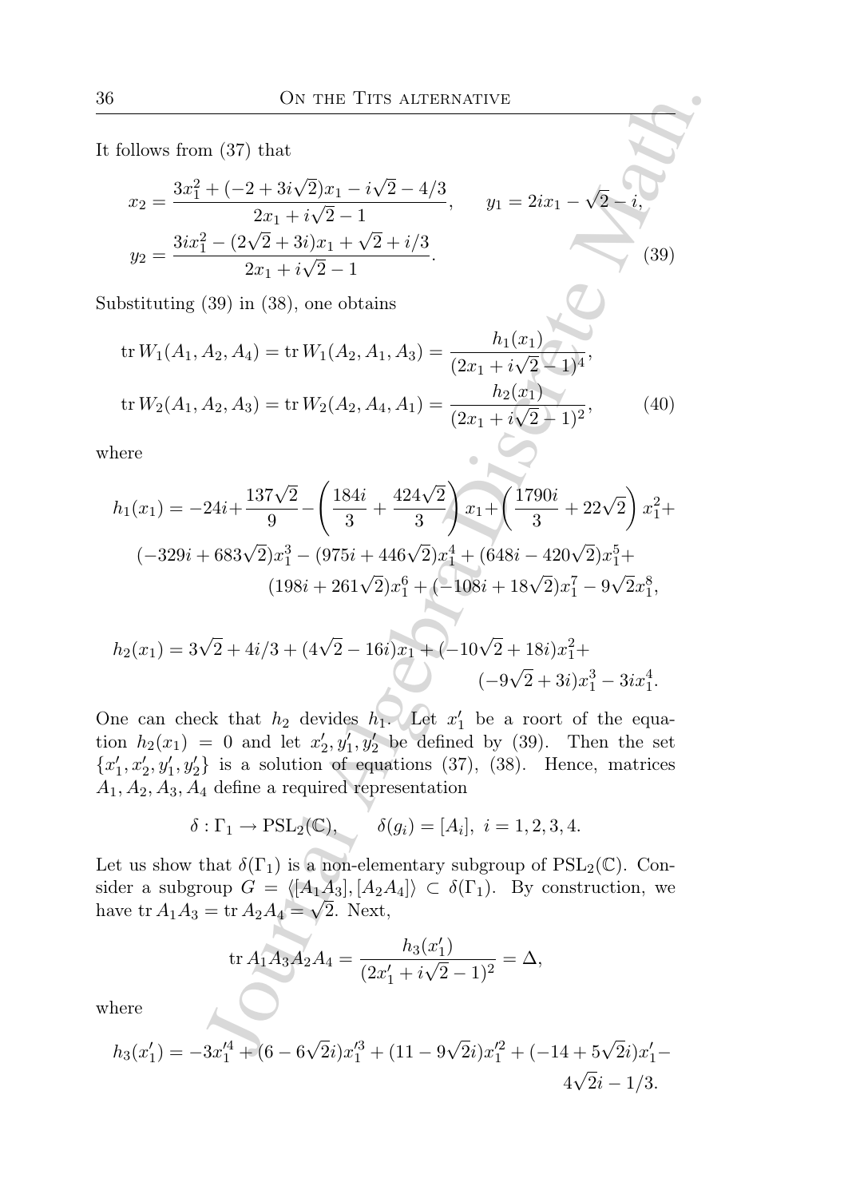It follows from (37) that

$$x_2 = \frac{3x_1^2 + (-2 + 3i\sqrt{2})x_1 - i\sqrt{2} - 4/3}{2x_1 + i\sqrt{2} - 1}, \qquad y_1 = 2ix_1 - \sqrt{2} - i,$$
$$y_2 = \frac{3ix_1^2 - (2\sqrt{2} + 3i)x_1 + \sqrt{2} + i/3}{2x_1 + i\sqrt{2} - 1}. \tag{39}$$

Substituting (39) in (38), one obtains

$$\operatorname{tr} W_1(A_1, A_2, A_4) = \operatorname{tr} W_1(A_2, A_1, A_3) = \frac{h_1(x_1)}{(2x_1 + i\sqrt{2} - 1)^4},$$
$$\operatorname{tr} W_2(A_1, A_2, A_3) = \operatorname{tr} W_2(A_2, A_4, A_1) = \frac{h_2(x_1)}{(2x_1 + i\sqrt{2} - 1)^2}, \tag{40}$$

where

$$h_1(x_1) = -24i + \frac{137\sqrt{2}}{9} - \left(\frac{184i}{3} + \frac{424\sqrt{2}}{3}\right)x_1 + \left(\frac{1790i}{3} + 22\sqrt{2}\right)x_1^2 + (-329i + 683\sqrt{2})x_1^3 - (975i + 446\sqrt{2})x_1^4 + (648i - 420\sqrt{2})x_1^5 + (198i + 261\sqrt{2})x_1^6 + (-108i + 18\sqrt{2})x_1^7 - 9\sqrt{2}x_1^8,$$

$$h_2(x_1) = 3\sqrt{2} + 4i/3 + (4\sqrt{2} - 16i)x_1 + (-10\sqrt{2} + 18i)x_1^2 + (-9\sqrt{2} + 3i)x_1^3 - 3ix_1^4.$$

One can check that $h_2$ devides $h_1$. Let $x_1'$ be a roort of the equation $h_2(x_1) = 0$ and let $x_2', y_1', y_2'$ be defined by (39). Then the set $\{x_1', x_2', y_1', y_2'\}$ is a solution of equations (37), (38). Hence, matrices $A_1, A_2, A_3, A_4$ define a required representation

$$\delta : \Gamma_1 \to \mathrm{PSL}_2(\mathbb{C}), \qquad \delta(g_i) = [A_i],\ i = 1, 2, 3, 4.$$

Let us show that $\delta(\Gamma_1)$ is a non-elementary subgroup of $\mathrm{PSL}_2(\mathbb{C})$. Consider a subgroup $G = \langle [A_1A_3], [A_2A_4] \rangle \subset \delta(\Gamma_1)$. By construction, we have $\operatorname{tr} A_1A_3 = \operatorname{tr} A_2A_4 = \sqrt{2}$. Next,

$$\operatorname{tr} A_1A_3A_2A_4 = \frac{h_3(x_1')}{(2x_1' + i\sqrt{2} - 1)^2} = \Delta,$$

where

$$h_3(x_1') = -3x_1'^4 + (6 - 6\sqrt{2}i)x_1'^3 + (11 - 9\sqrt{2}i)x_1'^2 + (-14 + 5\sqrt{2}i)x_1' - 4\sqrt{2}i - 1/3.$$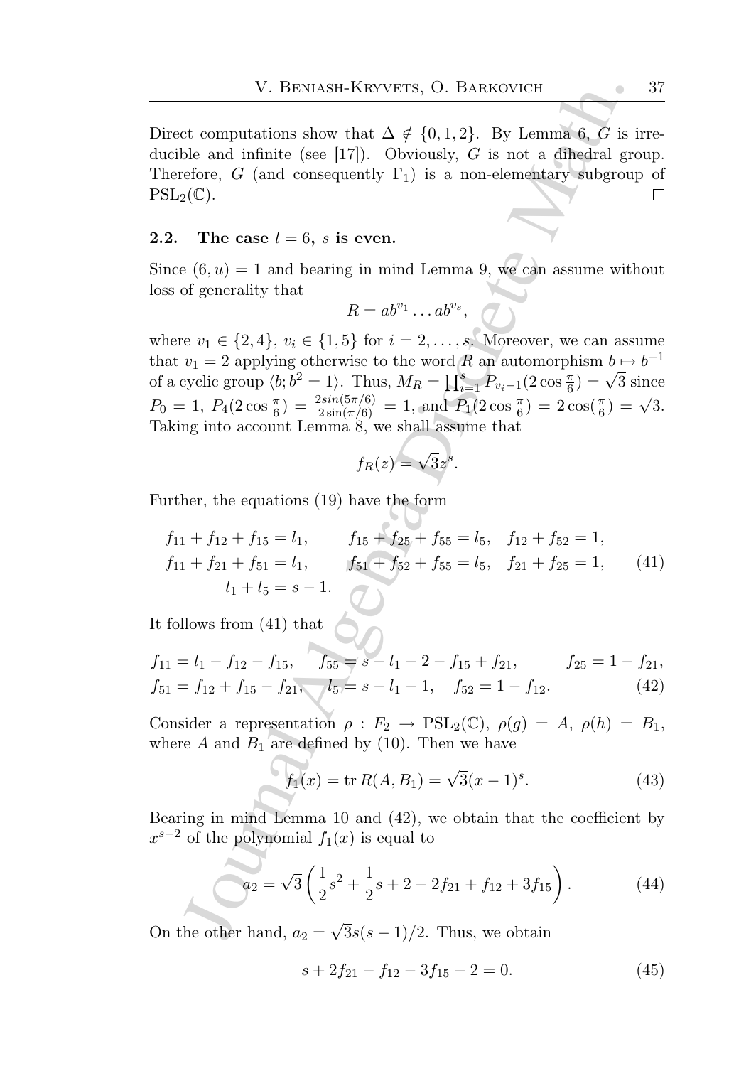Direct computations show that $\Delta \notin \{0, 1, 2\}$. By Lemma 6, $G$ is irreducible and infinite (see [17]). Obviously, $G$ is not a dihedral group. Therefore, $G$ (and consequently $\Gamma_1$) is a non-elementary subgroup of $\mathrm{PSL}_2(\mathbb{C})$. $\square$

## 2.2. The case $l = 6$, $s$ is even.

Since $(6, u) = 1$ and bearing in mind Lemma 9, we can assume without loss of generality that

$$R = ab^{v_1} \dots ab^{v_s},$$

where $v_1 \in \{2, 4\}$, $v_i \in \{1, 5\}$ for $i = 2, \dots, s$. Moreover, we can assume that $v_1 = 2$ applying otherwise to the word $R$ an automorphism $b \mapsto b^{-1}$ of a cyclic group $\langle b; b^2 = 1 \rangle$. Thus, $M_R = \prod_{i=1}^{s} P_{v_i - 1}(2\cos\frac{\pi}{6}) = \sqrt{3}$ since $P_0 = 1$, $P_4(2\cos\frac{\pi}{6}) = \frac{2sin(5\pi/6)}{2\sin(\pi/6)} = 1$, and $P_1(2\cos\frac{\pi}{6}) = 2\cos(\frac{\pi}{6}) = \sqrt{3}$. Taking into account Lemma 8, we shall assume that

$$f_R(z) = \sqrt{3}z^s.$$

Further, the equations (19) have the form

$$\begin{array}{lll} f_{11} + f_{12} + f_{15} = l_1, & f_{15} + f_{25} + f_{55} = l_5, & f_{12} + f_{52} = 1, \\ f_{11} + f_{21} + f_{51} = l_1, & f_{51} + f_{52} + f_{55} = l_5, & f_{21} + f_{25} = 1, \\ \quad l_1 + l_5 = s - 1. & & \end{array} \tag{41}$$

It follows from (41) that

$$\begin{array}{lll} f_{11} = l_1 - f_{12} - f_{15}, & f_{55} = s - l_1 - 2 - f_{15} + f_{21}, & f_{25} = 1 - f_{21}, \\ f_{51} = f_{12} + f_{15} - f_{21}, & l_5 = s - l_1 - 1, \quad f_{52} = 1 - f_{12}. & \end{array} \tag{42}$$

Consider a representation $\rho : F_2 \to \mathrm{PSL}_2(\mathbb{C})$, $\rho(g) = A$, $\rho(h) = B_1$, where $A$ and $B_1$ are defined by (10). Then we have

$$f_1(x) = \operatorname{tr} R(A, B_1) = \sqrt{3}(x-1)^s. \tag{43}$$

Bearing in mind Lemma 10 and (42), we obtain that the coefficient by $x^{s-2}$ of the polynomial $f_1(x)$ is equal to

$$a_2 = \sqrt{3}\left(\frac{1}{2}s^2 + \frac{1}{2}s + 2 - 2f_{21} + f_{12} + 3f_{15}\right). \tag{44}$$

On the other hand, $a_2 = \sqrt{3}s(s-1)/2$. Thus, we obtain

$$s + 2f_{21} - f_{12} - 3f_{15} - 2 = 0. \tag{45}$$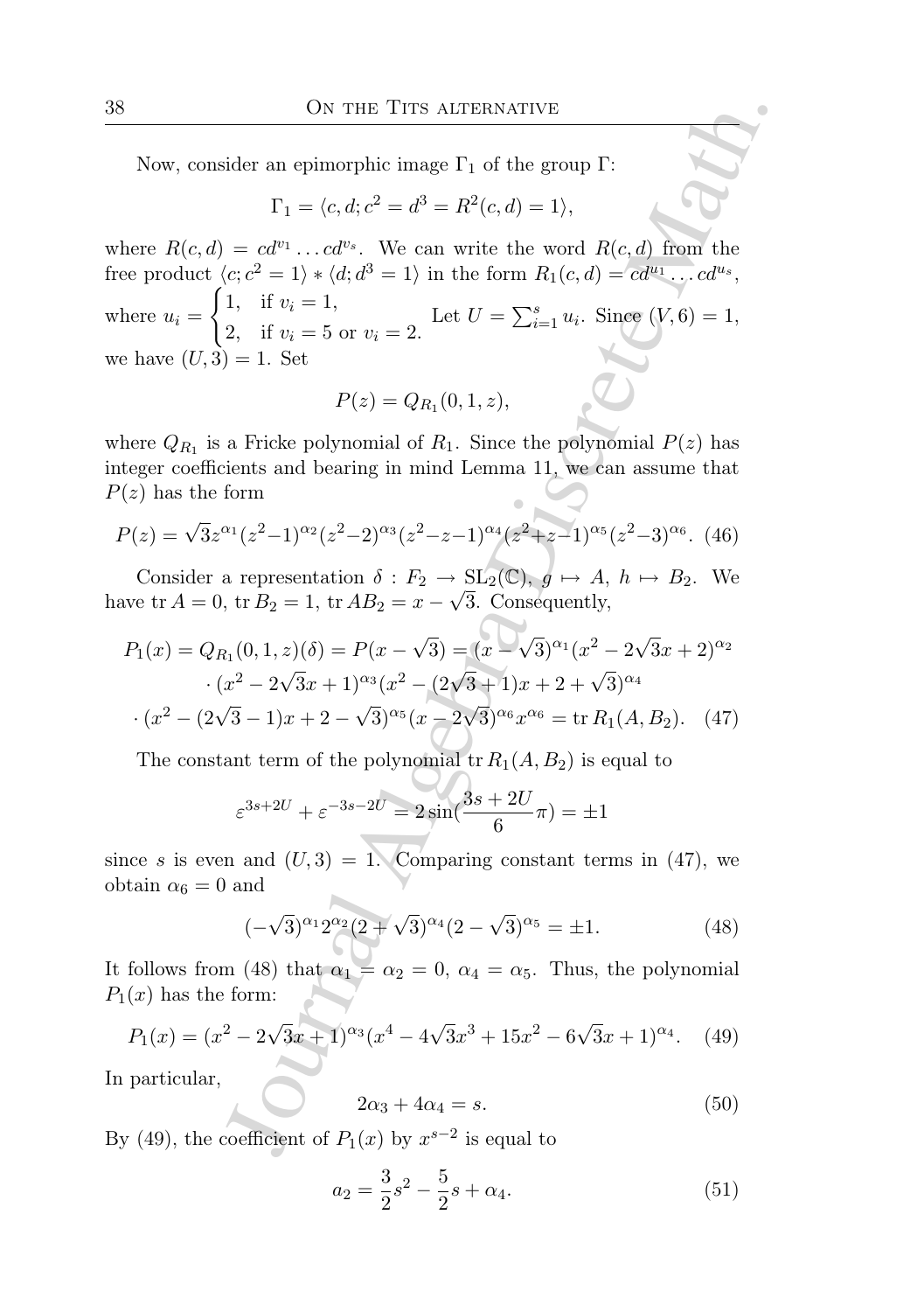Now, consider an epimorphic image $\Gamma_1$ of the group $\Gamma$:

$$\Gamma_1 = \langle c, d; c^2 = d^3 = R^2(c,d) = 1 \rangle,$$

where $R(c,d) = cd^{v_1} \dots cd^{v_s}$. We can write the word $R(c,d)$ from the free product $\langle c; c^2 = 1 \rangle * \langle d; d^3 = 1 \rangle$ in the form $R_1(c,d) = cd^{u_1} \dots cd^{u_s}$, where $u_i = \begin{cases} 1, & \text{if } v_i = 1, \\ 2, & \text{if } v_i = 5 \text{ or } v_i = 2. \end{cases}$ Let $U = \sum_{i=1}^{s} u_i$. Since $(V, 6) = 1$, we have $(U, 3) = 1$. Set

$$P(z) = Q_{R_1}(0, 1, z),$$

where $Q_{R_1}$ is a Fricke polynomial of $R_1$. Since the polynomial $P(z)$ has integer coefficients and bearing in mind Lemma 11, we can assume that $P(z)$ has the form

$$P(z) = \sqrt{3} z^{\alpha_1} (z^2-1)^{\alpha_2} (z^2-2)^{\alpha_3} (z^2-z-1)^{\alpha_4} (z^2+z-1)^{\alpha_5} (z^2-3)^{\alpha_6}. \quad (46)$$

Consider a representation $\delta : F_2 \to \mathrm{SL}_2(\mathbb{C})$, $g \mapsto A$, $h \mapsto B_2$. We have $\operatorname{tr} A = 0$, $\operatorname{tr} B_2 = 1$, $\operatorname{tr} AB_2 = x - \sqrt{3}$. Consequently,

$$\begin{aligned} P_1(x) = Q_{R_1}(0,1,z)(\delta) = P(x-\sqrt{3}) = (x-\sqrt{3})^{\alpha_1}(x^2 - 2\sqrt{3}x + 2)^{\alpha_2} \\ \cdot (x^2 - 2\sqrt{3}x + 1)^{\alpha_3} (x^2 - (2\sqrt{3}+1)x + 2 + \sqrt{3})^{\alpha_4} \\ \cdot (x^2 - (2\sqrt{3}-1)x + 2 - \sqrt{3})^{\alpha_5} (x - 2\sqrt{3})^{\alpha_6} x^{\alpha_6} = \operatorname{tr} R_1(A, B_2). \quad (47) \end{aligned}$$

The constant term of the polynomial $\operatorname{tr} R_1(A, B_2)$ is equal to

$$\varepsilon^{3s+2U} + \varepsilon^{-3s-2U} = 2\sin\left(\frac{3s+2U}{6}\pi\right) = \pm 1$$

since $s$ is even and $(U,3) = 1$. Comparing constant terms in (47), we obtain $\alpha_6 = 0$ and

$$(-\sqrt{3})^{\alpha_1} 2^{\alpha_2} (2+\sqrt{3})^{\alpha_4} (2-\sqrt{3})^{\alpha_5} = \pm 1. \quad (48)$$

It follows from (48) that $\alpha_1 = \alpha_2 = 0$, $\alpha_4 = \alpha_5$. Thus, the polynomial $P_1(x)$ has the form:

$$P_1(x) = (x^2 - 2\sqrt{3}x + 1)^{\alpha_3} (x^4 - 4\sqrt{3}x^3 + 15x^2 - 6\sqrt{3}x + 1)^{\alpha_4}. \quad (49)$$

In particular,

$$2\alpha_3 + 4\alpha_4 = s. \quad (50)$$

By (49), the coefficient of $P_1(x)$ by $x^{s-2}$ is equal to

$$a_2 = \frac{3}{2}s^2 - \frac{5}{2}s + \alpha_4. \quad (51)$$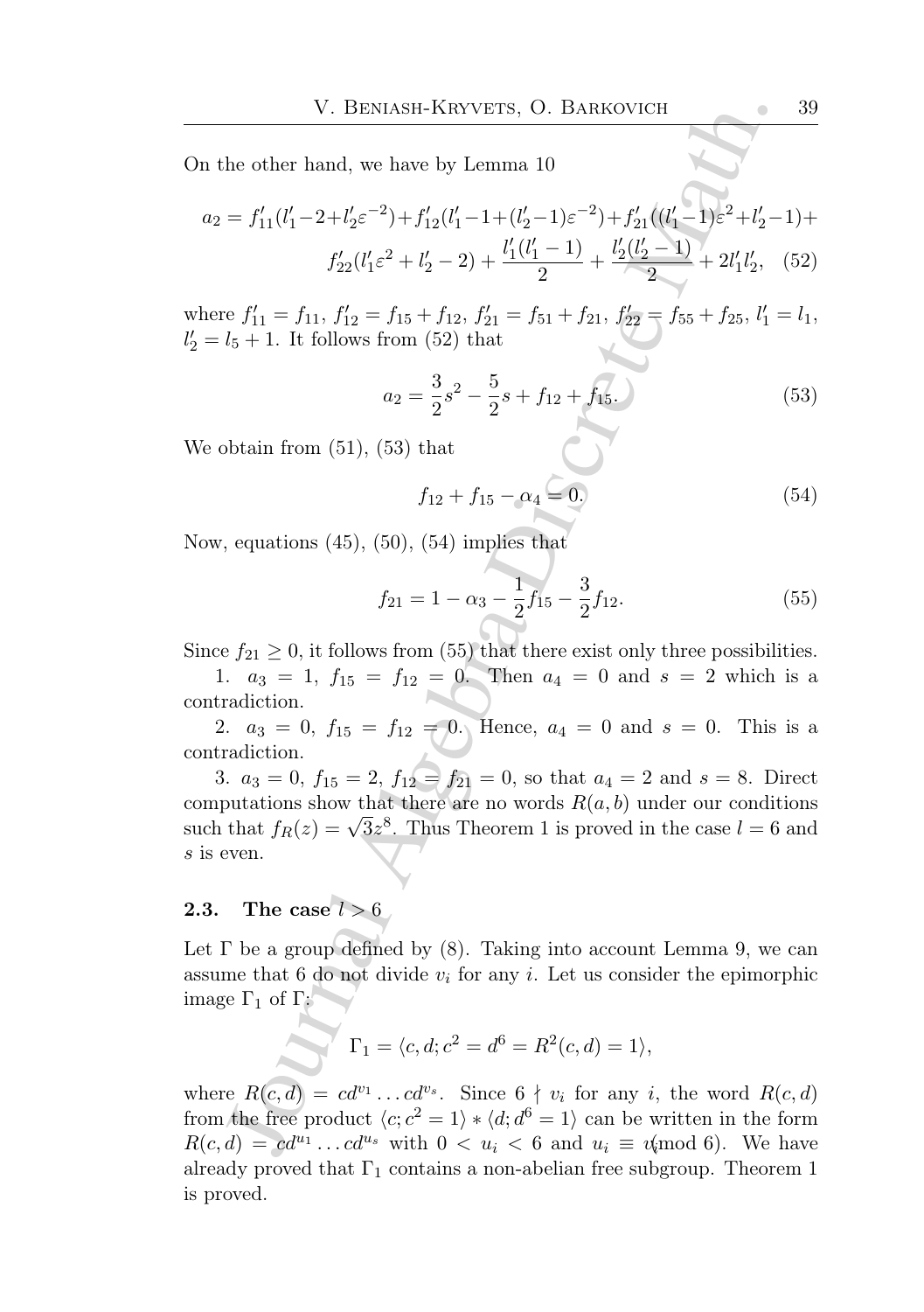On the other hand, we have by Lemma 10

$$a_2 = f'_{11}(l'_1-2+l'_2\varepsilon^{-2})+f'_{12}(l'_1-1+(l'_2-1)\varepsilon^{-2})+f'_{21}((l'_1-1)\varepsilon^2+l'_2-1)+ f'_{22}(l'_1\varepsilon^2+l'_2-2)+\frac{l'_1(l'_1-1)}{2}+\frac{l'_2(l'_2-1)}{2}+2l'_1l'_2, \quad (52)$$

where $f'_{11}=f_{11}$, $f'_{12}=f_{15}+f_{12}$, $f'_{21}=f_{51}+f_{21}$, $f'_{22}=f_{55}+f_{25}$, $l'_1=l_1$, $l'_2=l_5+1$. It follows from (52) that

$$a_2 = \frac{3}{2}s^2-\frac{5}{2}s+f_{12}+f_{15}. \quad (53)$$

We obtain from (51), (53) that

$$f_{12}+f_{15}-\alpha_4=0. \quad (54)$$

Now, equations (45), (50), (54) implies that

$$f_{21}=1-\alpha_3-\frac{1}{2}f_{15}-\frac{3}{2}f_{12}. \quad (55)$$

Since $f_{21}\geq 0$, it follows from (55) that there exist only three possibilities.

1. $a_3=1$, $f_{15}=f_{12}=0$. Then $a_4=0$ and $s=2$ which is a contradiction.

2. $a_3=0$, $f_{15}=f_{12}=0$. Hence, $a_4=0$ and $s=0$. This is a contradiction.

3. $a_3=0$, $f_{15}=2$, $f_{12}=f_{21}=0$, so that $a_4=2$ and $s=8$. Direct computations show that there are no words $R(a,b)$ under our conditions such that $f_R(z)=\sqrt{3}z^8$. Thus Theorem 1 is proved in the case $l=6$ and $s$ is even.

### 2.3. The case $l>6$

Let $\Gamma$ be a group defined by (8). Taking into account Lemma 9, we can assume that 6 do not divide $v_i$ for any $i$. Let us consider the epimorphic image $\Gamma_1$ of $\Gamma$:

$$\Gamma_1=\langle c,d; c^2=d^6=R^2(c,d)=1\rangle,$$

where $R(c,d)=cd^{v_1}\dots cd^{v_s}$. Since $6\nmid v_i$ for any $i$, the word $R(c,d)$ from the free product $\langle c;c^2=1\rangle * \langle d;d^6=1\rangle$ can be written in the form $R(c,d)=cd^{u_1}\dots cd^{u_s}$ with $0<u_i<6$ and $u_i\equiv v_i (\text{mod } 6)$. We have already proved that $\Gamma_1$ contains a non-abelian free subgroup. Theorem 1 is proved.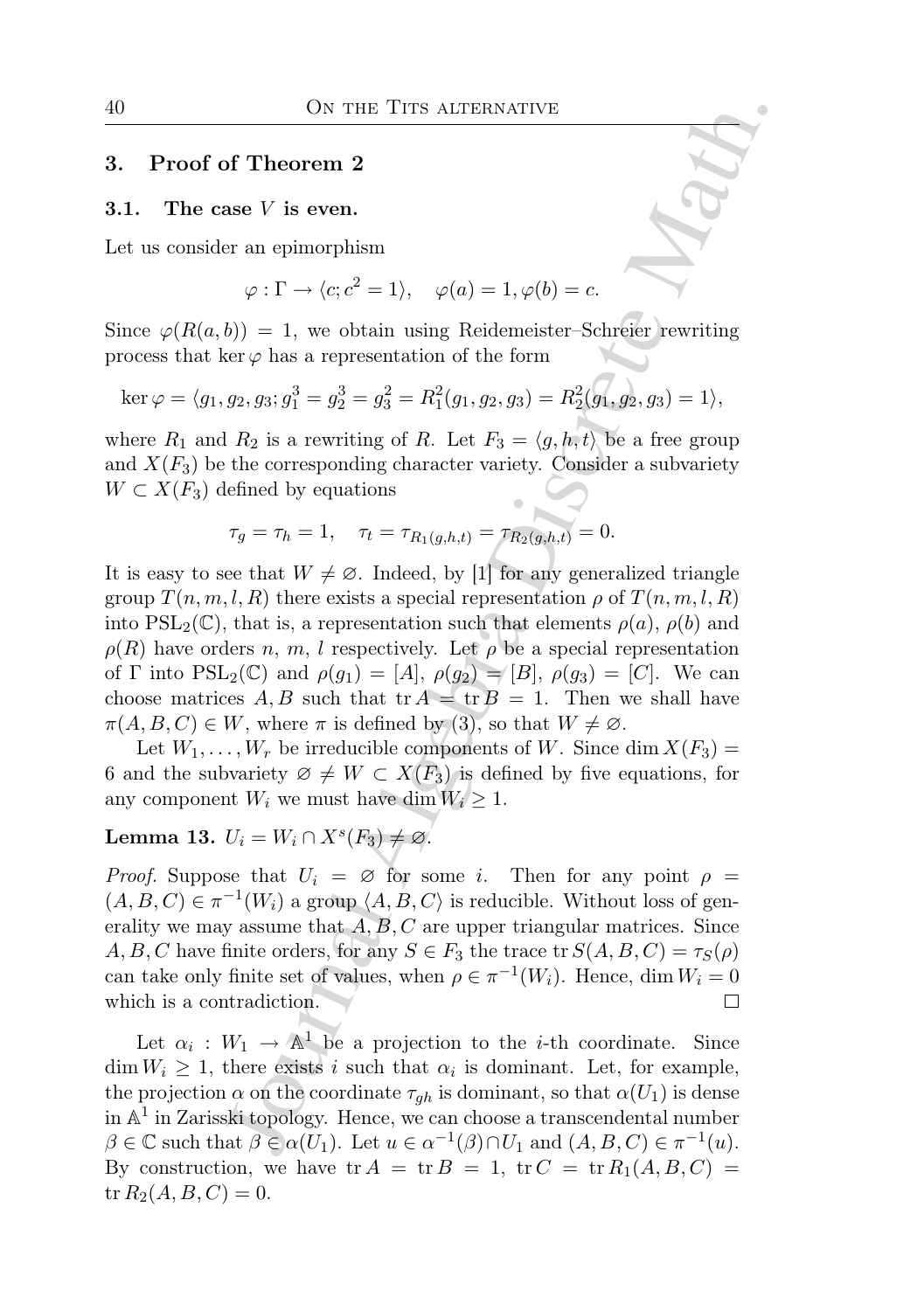## 3. Proof of Theorem 2

### 3.1. The case $V$ is even.

Let us consider an epimorphism

$$\varphi : \Gamma \to \langle c; c^2 = 1\rangle, \quad \varphi(a) = 1, \varphi(b) = c.$$

Since $\varphi(R(a,b)) = 1$, we obtain using Reidemeister–Schreier rewriting process that $\ker\varphi$ has a representation of the form

$$\ker\varphi = \langle g_1, g_2, g_3; g_1^3 = g_2^3 = g_3^2 = R_1^2(g_1, g_2, g_3) = R_2^2(g_1, g_2, g_3) = 1\rangle,$$

where $R_1$ and $R_2$ is a rewriting of $R$. Let $F_3 = \langle g, h, t\rangle$ be a free group and $X(F_3)$ be the corresponding character variety. Consider a subvariety $W \subset X(F_3)$ defined by equations

$$\tau_g = \tau_h = 1, \quad \tau_t = \tau_{R_1(g,h,t)} = \tau_{R_2(g,h,t)} = 0.$$

It is easy to see that $W \neq \varnothing$. Indeed, by [1] for any generalized triangle group $T(n, m, l, R)$ there exists a special representation $\rho$ of $T(n, m, l, R)$ into $\mathrm{PSL}_2(\mathbb{C})$, that is, a representation such that elements $\rho(a)$, $\rho(b)$ and $\rho(R)$ have orders $n$, $m$, $l$ respectively. Let $\rho$ be a special representation of $\Gamma$ into $\mathrm{PSL}_2(\mathbb{C})$ and $\rho(g_1) = [A]$, $\rho(g_2) = [B]$, $\rho(g_3) = [C]$. We can choose matrices $A, B$ such that $\operatorname{tr} A = \operatorname{tr} B = 1$. Then we shall have $\pi(A, B, C) \in W$, where $\pi$ is defined by (3), so that $W \neq \varnothing$.

Let $W_1, \ldots, W_r$ be irreducible components of $W$. Since $\dim X(F_3) = 6$ and the subvariety $\varnothing \neq W \subset X(F_3)$ is defined by five equations, for any component $W_i$ we must have $\dim W_i \geq 1$.

**Lemma 13.** $U_i = W_i \cap X^s(F_3) \neq \varnothing$.

*Proof.* Suppose that $U_i = \varnothing$ for some $i$. Then for any point $\rho = (A, B, C) \in \pi^{-1}(W_i)$ a group $\langle A, B, C\rangle$ is reducible. Without loss of generality we may assume that $A, B, C$ are upper triangular matrices. Since $A, B, C$ have finite orders, for any $S \in F_3$ the trace $\operatorname{tr} S(A, B, C) = \tau_S(\rho)$ can take only finite set of values, when $\rho \in \pi^{-1}(W_i)$. Hence, $\dim W_i = 0$ which is a contradiction. □

Let $\alpha_i : W_1 \to \mathbb{A}^1$ be a projection to the $i$-th coordinate. Since $\dim W_i \geq 1$, there exists $i$ such that $\alpha_i$ is dominant. Let, for example, the projection $\alpha$ on the coordinate $\tau_{gh}$ is dominant, so that $\alpha(U_1)$ is dense in $\mathbb{A}^1$ in Zariski topology. Hence, we can choose a transcendental number $\beta \in \mathbb{C}$ such that $\beta \in \alpha(U_1)$. Let $u \in \alpha^{-1}(\beta) \cap U_1$ and $(A, B, C) \in \pi^{-1}(u)$. By construction, we have $\operatorname{tr} A = \operatorname{tr} B = 1$, $\operatorname{tr} C = \operatorname{tr} R_1(A, B, C) = \operatorname{tr} R_2(A, B, C) = 0$.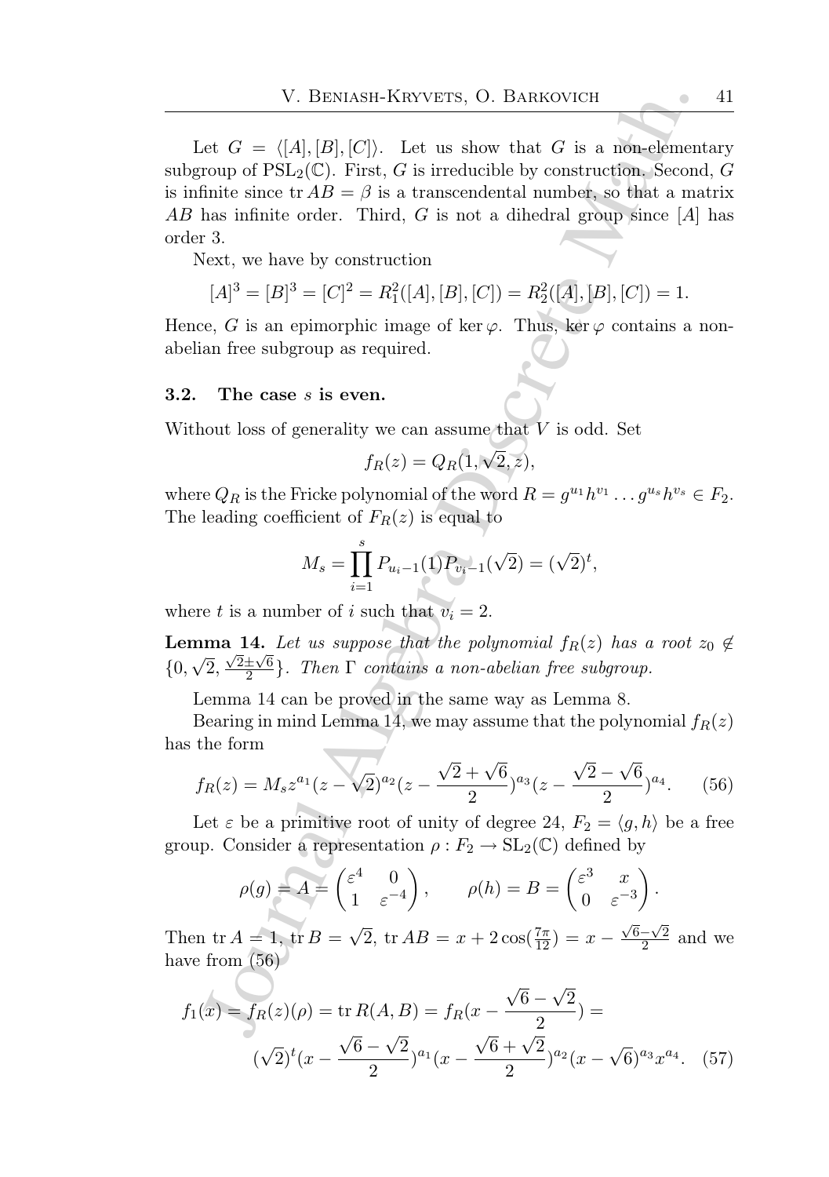Let $G = \langle [A], [B], [C] \rangle$. Let us show that $G$ is a non-elementary subgroup of $\mathrm{PSL}_2(\mathbb{C})$. First, $G$ is irreducible by construction. Second, $G$ is infinite since $\operatorname{tr} AB = \beta$ is a transcendental number, so that a matrix $AB$ has infinite order. Third, $G$ is not a dihedral group since $[A]$ has order 3.

Next, we have by construction

$$[A]^3 = [B]^3 = [C]^2 = R_1^2([A], [B], [C]) = R_2^2([A], [B], [C]) = 1.$$

Hence, $G$ is an epimorphic image of $\ker \varphi$. Thus, $\ker \varphi$ contains a non-abelian free subgroup as required.

### 3.2. The case $s$ is even.

Without loss of generality we can assume that $V$ is odd. Set

$$f_R(z) = Q_R(1, \sqrt{2}, z),$$

where $Q_R$ is the Fricke polynomial of the word $R = g^{u_1} h^{v_1} \dots g^{u_s} h^{v_s} \in F_2$. The leading coefficient of $F_R(z)$ is equal to

$$M_s = \prod_{i=1}^{s} P_{u_i - 1}(1) P_{v_i - 1}(\sqrt{2}) = (\sqrt{2})^t,$$

where $t$ is a number of $i$ such that $v_i = 2$.

**Lemma 14.** *Let us suppose that the polynomial $f_R(z)$ has a root $z_0 \notin \{0, \sqrt{2}, \frac{\sqrt{2} \pm \sqrt{6}}{2}\}$. Then $\Gamma$ contains a non-abelian free subgroup.*

Lemma 14 can be proved in the same way as Lemma 8.

Bearing in mind Lemma 14, we may assume that the polynomial $f_R(z)$ has the form

$$f_R(z) = M_s z^{a_1} (z - \sqrt{2})^{a_2} (z - \frac{\sqrt{2} + \sqrt{6}}{2})^{a_3} (z - \frac{\sqrt{2} - \sqrt{6}}{2})^{a_4}. \quad (56)$$

Let $\varepsilon$ be a primitive root of unity of degree 24, $F_2 = \langle g, h \rangle$ be a free group. Consider a representation $\rho : F_2 \to \mathrm{SL}_2(\mathbb{C})$ defined by

$$\rho(g) = A = \begin{pmatrix} \varepsilon^4 & 0 \\ 1 & \varepsilon^{-4} \end{pmatrix}, \qquad \rho(h) = B = \begin{pmatrix} \varepsilon^3 & x \\ 0 & \varepsilon^{-3} \end{pmatrix}.$$

Then $\operatorname{tr} A = 1$, $\operatorname{tr} B = \sqrt{2}$, $\operatorname{tr} AB = x + 2\cos(\frac{7\pi}{12}) = x - \frac{\sqrt{6} - \sqrt{2}}{2}$ and we have from (56)

$$f_1(x) = f_R(z)(\rho) = \operatorname{tr} R(A, B) = f_R(x - \frac{\sqrt{6} - \sqrt{2}}{2}) =$$
$$(\sqrt{2})^t (x - \frac{\sqrt{6} - \sqrt{2}}{2})^{a_1} (x - \frac{\sqrt{6} + \sqrt{2}}{2})^{a_2} (x - \sqrt{6})^{a_3} x^{a_4}. \quad (57)$$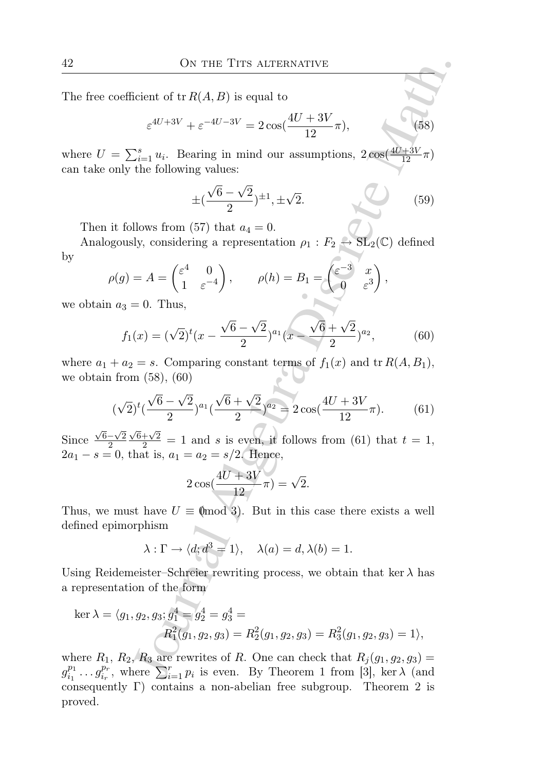The free coefficient of $\operatorname{tr} R(A,B)$ is equal to

$$\varepsilon^{4U+3V} + \varepsilon^{-4U-3V} = 2\cos(\frac{4U+3V}{12}\pi), \tag{58}$$

where $U = \sum_{i=1}^{s} u_i$. Bearing in mind our assumptions, $2\cos(\frac{4U+3V}{12}\pi)$ can take only the following values:

$$\pm(\frac{\sqrt{6}-\sqrt{2}}{2})^{\pm 1}, \pm\sqrt{2}. \tag{59}$$

Then it follows from (57) that $a_4 = 0$.

Analogously, considering a representation $\rho_1 : F_2 \to \mathrm{SL}_2(\mathbb{C})$ defined by

$$\rho(g) = A = \begin{pmatrix} \varepsilon^4 & 0 \\ 1 & \varepsilon^{-4} \end{pmatrix}, \qquad \rho(h) = B_1 = \begin{pmatrix} \varepsilon^{-3} & x \\ 0 & \varepsilon^3 \end{pmatrix},$$

we obtain $a_3 = 0$. Thus,

$$f_1(x) = (\sqrt{2})^t (x - \frac{\sqrt{6}-\sqrt{2}}{2})^{a_1} (x - \frac{\sqrt{6}+\sqrt{2}}{2})^{a_2}, \tag{60}$$

where $a_1 + a_2 = s$. Comparing constant terms of $f_1(x)$ and $\operatorname{tr} R(A, B_1)$, we obtain from (58), (60)

$$(\sqrt{2})^t (\frac{\sqrt{6}-\sqrt{2}}{2})^{a_1} (\frac{\sqrt{6}+\sqrt{2}}{2})^{a_2} = 2\cos(\frac{4U+3V}{12}\pi). \tag{61}$$

Since $\frac{\sqrt{6}-\sqrt{2}}{2}\frac{\sqrt{6}+\sqrt{2}}{2} = 1$ and $s$ is even, it follows from (61) that $t = 1$, $2a_1 - s = 0$, that is, $a_1 = a_2 = s/2$. Hence,

$$2\cos(\frac{4U+3V}{12}\pi) = \sqrt{2}.$$

Thus, we must have $U \equiv 0 \pmod 3$. But in this case there exists a well defined epimorphism

$$\lambda : \Gamma \to \langle d; d^3 = 1 \rangle, \quad \lambda(a) = d, \lambda(b) = 1.$$

Using Reidemeister–Schreier rewriting process, we obtain that $\ker\lambda$ has a representation of the form

$$\ker\lambda = \langle g_1, g_2, g_3; g_1^4 = g_2^4 = g_3^4 = R_1^2(g_1, g_2, g_3) = R_2^2(g_1, g_2, g_3) = R_3^2(g_1, g_2, g_3) = 1 \rangle,$$

where $R_1$, $R_2$, $R_3$ are rewrites of $R$. One can check that $R_j(g_1, g_2, g_3) = g_{i_1}^{p_1} \dots g_{i_r}^{p_r}$, where $\sum_{i=1}^{r} p_i$ is even. By Theorem 1 from [3], $\ker\lambda$ (and consequently $\Gamma$) contains a non-abelian free subgroup. Theorem 2 is proved.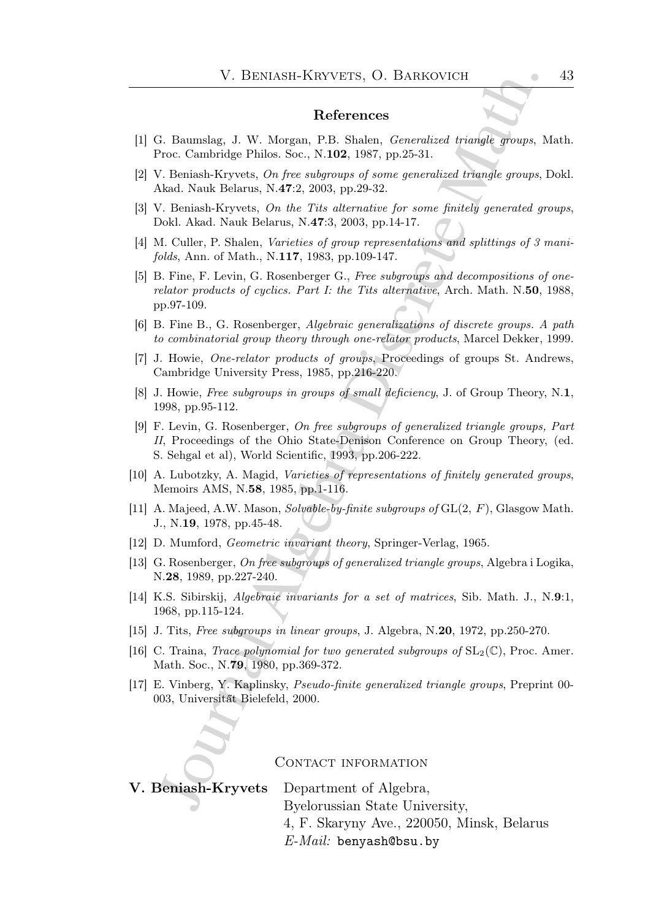## References

[1] G. Baumslag, J. W. Morgan, P.B. Shalen, *Generalized triangle groups*, Math. Proc. Cambridge Philos. Soc., N.**102**, 1987, pp.25-31.

[2] V. Beniash-Kryvets, *On free subgroups of some generalized triangle groups*, Dokl. Akad. Nauk Belarus, N.**47**:2, 2003, pp.29-32.

[3] V. Beniash-Kryvets, *On the Tits alternative for some finitely generated groups*, Dokl. Akad. Nauk Belarus, N.**47**:3, 2003, pp.14-17.

[4] M. Culler, P. Shalen, *Varieties of group representations and splittings of 3 manifolds*, Ann. of Math., N.**117**, 1983, pp.109-147.

[5] B. Fine, F. Levin, G. Rosenberger G., *Free subgroups and decompositions of one-relator products of cyclics. Part I: the Tits alternative*, Arch. Math. N.**50**, 1988, pp.97-109.

[6] B. Fine B., G. Rosenberger, *Algebraic generalizations of discrete groups. A path to combinatorial group theory through one-relator products*, Marcel Dekker, 1999.

[7] J. Howie, *One-relator products of groups*, Proceedings of groups St. Andrews, Cambridge University Press, 1985, pp.216-220.

[8] J. Howie, *Free subgroups in groups of small deficiency*, J. of Group Theory, N.**1**, 1998, pp.95-112.

[9] F. Levin, G. Rosenberger, *On free subgroups of generalized triangle groups, Part II*, Proceedings of the Ohio State-Denison Conference on Group Theory, (ed. S. Sehgal et al), World Scientific, 1993, pp.206-222.

[10] A. Lubotzky, A. Magid, *Varieties of representations of finitely generated groups*, Memoirs AMS, N.**58**, 1985, pp.1-116.

[11] A. Majeed, A.W. Mason, *Solvable-by-finite subgroups of* $\mathrm{GL}(2,\, F)$, Glasgow Math. J., N.**19**, 1978, pp.45-48.

[12] D. Mumford, *Geometric invariant theory*, Springer-Verlag, 1965.

[13] G. Rosenberger, *On free subgroups of generalized triangle groups*, Algebra i Logika, N.**28**, 1989, pp.227-240.

[14] K.S. Sibirskij, *Algebraic invariants for a set of matrices*, Sib. Math. J., N.**9**:1, 1968, pp.115-124.

[15] J. Tits, *Free subgroups in linear groups*, J. Algebra, N.**20**, 1972, pp.250-270.

[16] C. Traina, *Trace polynomial for two generated subgroups of* $\mathrm{SL}_2(\mathbb{C})$, Proc. Amer. Math. Soc., N.**79**, 1980, pp.369-372.

[17] E. Vinberg, Y. Kaplinsky, *Pseudo-finite generalized triangle groups*, Preprint 00-003, Universität Bielefeld, 2000.

## Contact information

**V. Beniash-Kryvets** Department of Algebra,
Byelorussian State University,
4, F. Skaryny Ave., 220050, Minsk, Belarus
*E-Mail:* benyash@bsu.by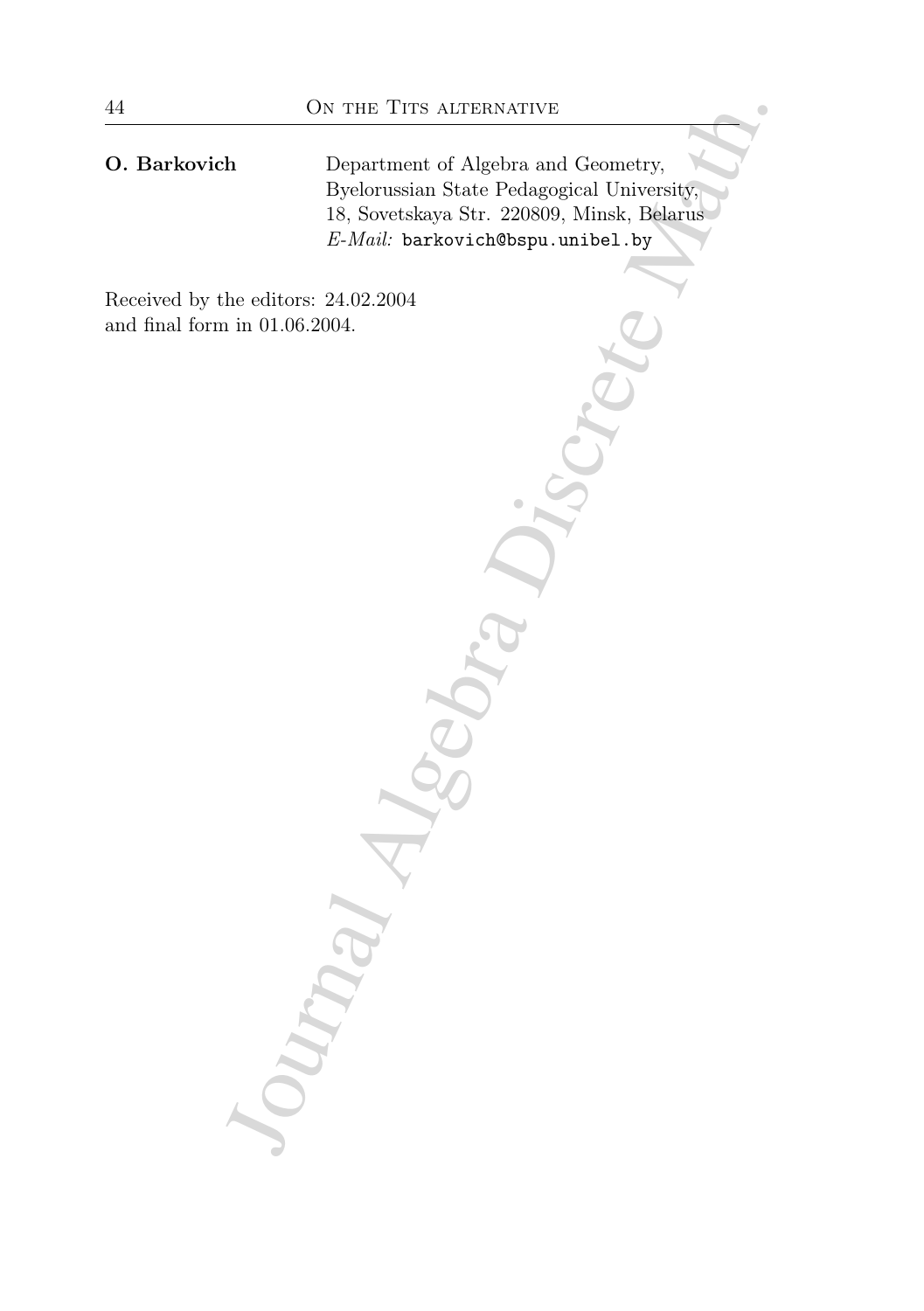**O. Barkovich** Department of Algebra and Geometry,
Byelorussian State Pedagogical University,
18, Sovetskaya Str. 220809, Minsk, Belarus
*E-Mail:* barkovich@bspu.unibel.by

Received by the editors: 24.02.2004
and final form in 01.06.2004.